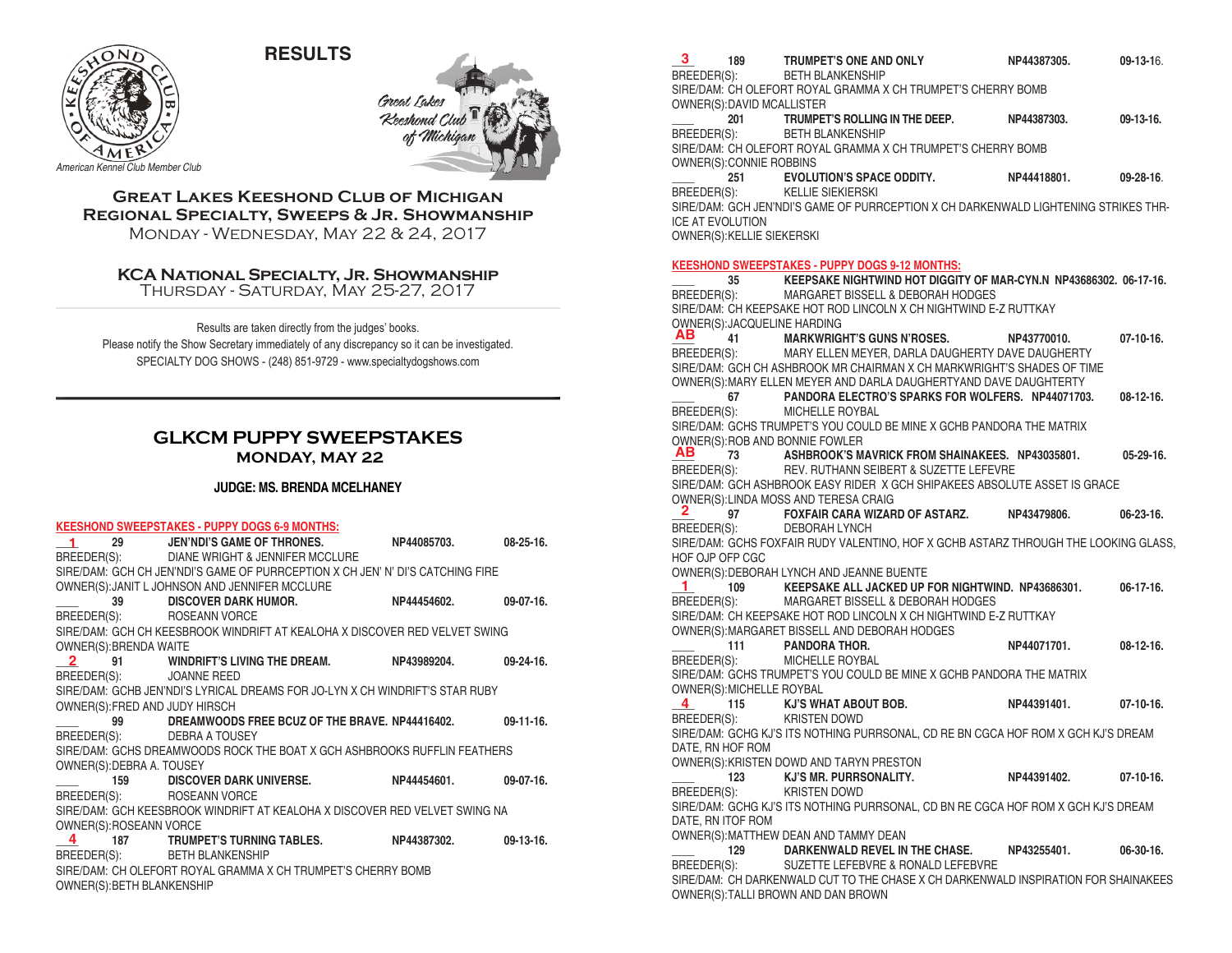# RESULTS

American Kennel Club Member Club

## Great Lakes Keeshond Club of Michigan Regional Specialty, Sweeps & Jr. Showmanship

Monday - Wednesday, May 22 & 24, 2017

## KCA National Specialty, Jr. Showmanship

Thursday - Saturday, May 25-27, 2017

Results are taken directly from the judges' books.
Please notify the Show Secretary immediately of any discrepancy so it can be investigated.
SPECIALTY DOG SHOWS - (248) 851-9729 - www.specialtydogshows.com

## GLKCM PUPPY SWEEPSTAKES
### MONDAY, MAY 22

**JUDGE: MS. BRENDA MCELHANEY**

**KEESHOND SWEEPSTAKES - PUPPY DOGS 6-9 MONTHS:**

1 **29 JEN'NDI'S GAME OF THRONES.** NP44085703. 08-25-16.
BREEDER(S): DIANE WRIGHT & JENNIFER MCCLURE
SIRE/DAM: GCH CH JEN'NDI'S GAME OF PURRCEPTION X CH JEN' N' DI'S CATCHING FIRE
OWNER(S):JANIT L JOHNSON AND JENNIFER MCCLURE

____ **39 DISCOVER DARK HUMOR.** NP44454602. 09-07-16.
BREEDER(S): ROSEANN VORCE
SIRE/DAM: GCH CH KEESBROOK WINDRIFT AT KEALOHA X DISCOVER RED VELVET SWING
OWNER(S):BRENDA WAITE

2 **91 WINDRIFT'S LIVING THE DREAM.** NP43989204. 09-24-16.
BREEDER(S): JOANNE REED
SIRE/DAM: GCHB JEN'NDI'S LYRICAL DREAMS FOR JO-LYN X CH WINDRIFT'S STAR RUBY
OWNER(S):FRED AND JUDY HIRSCH

____ **99 DREAMWOODS FREE BCUZ OF THE BRAVE.** NP44416402. 09-11-16.
BREEDER(S): DEBRA A TOUSEY
SIRE/DAM: GCHS DREAMWOODS ROCK THE BOAT X GCH ASHBROOKS RUFFLIN FEATHERS
OWNER(S):DEBRA A. TOUSEY

____ **159 DISCOVER DARK UNIVERSE.** NP44454601. 09-07-16.
BREEDER(S): ROSEANN VORCE
SIRE/DAM: GCH KEESBROOK WINDRIFT AT KEALOHA X DISCOVER RED VELVET SWING NA
OWNER(S):ROSEANN VORCE

4 **187 TRUMPET'S TURNING TABLES.** NP44387302. 09-13-16.
BREEDER(S): BETH BLANKENSHIP
SIRE/DAM: CH OLEFORT ROYAL GRAMMA X CH TRUMPET'S CHERRY BOMB
OWNER(S):BETH BLANKENSHIP

3 **189 TRUMPET'S ONE AND ONLY** NP44387305. 09-13-16.
BREEDER(S): BETH BLANKENSHIP
SIRE/DAM: CH OLEFORT ROYAL GRAMMA X CH TRUMPET'S CHERRY BOMB
OWNER(S):DAVID MCALLISTER

____ **201 TRUMPET'S ROLLING IN THE DEEP.** NP44387303. 09-13-16.
BREEDER(S): BETH BLANKENSHIP
SIRE/DAM: CH OLEFORT ROYAL GRAMMA X CH TRUMPET'S CHERRY BOMB
OWNER(S):CONNIE ROBBINS

____ **251 EVOLUTION'S SPACE ODDITY.** NP44418801. 09-28-16.
BREEDER(S): KELLIE SIEKIERSKI
SIRE/DAM: GCH JEN'NDI'S GAME OF PURRCEPTION X CH DARKENWALD LIGHTENING STRIKES THRICE AT EVOLUTION
OWNER(S):KELLIE SIEKERSKI

**KEESHOND SWEEPSTAKES - PUPPY DOGS 9-12 MONTHS:**

____ **35 KEEPSAKE NIGHTWIND HOT DIGGITY OF MAR-CYN.N** NP43686302. 06-17-16.
BREEDER(S): MARGARET BISSELL & DEBORAH HODGES
SIRE/DAM: CH KEEPSAKE HOT ROD LINCOLN X CH NIGHTWIND E-Z RUTTKAY
OWNER(S):JACQUELINE HARDING

AB **41 MARKWRIGHT'S GUNS N'ROSES.** NP43770010. 07-10-16.
BREEDER(S): MARY ELLEN MEYER, DARLA DAUGHERTY DAVE DAUGHERTY
SIRE/DAM: GCH CH ASHBROOK MR CHAIRMAN X CH MARKWRIGHT'S SHADES OF TIME
OWNER(S):MARY ELLEN MEYER AND DARLA DAUGHERTYAND DAVE DAUGHERTY

____ **67 PANDORA ELECTRO'S SPARKS FOR WOLFERS.** NP44071703. 08-12-16.
BREEDER(S): MICHELLE ROYBAL
SIRE/DAM: GCHS TRUMPET'S YOU COULD BE MINE X GCHB PANDORA THE MATRIX
OWNER(S):ROB AND BONNIE FOWLER

AB **73 ASHBROOK'S MAVRICK FROM SHAINAKEES.** NP43035801. 05-29-16.
BREEDER(S): REV. RUTHANN SEIBERT & SUZETTE LEFEVRE
SIRE/DAM: GCH ASHBROOK EASY RIDER X GCH SHIPAKEES ABSOLUTE ASSET IS GRACE
OWNER(S):LINDA MOSS AND TERESA CRAIG

2 **97 FOXFAIR CARA WIZARD OF ASTARZ.** NP43479806. 06-23-16.
BREEDER(S): DEBORAH LYNCH
SIRE/DAM: GCHS FOXFAIR RUDY VALENTINO, HOF X GCHB ASTARZ THROUGH THE LOOKING GLASS, HOF OJP OFP CGC
OWNER(S):DEBORAH LYNCH AND JEANNE BUENTE

1 **109 KEEPSAKE ALL JACKED UP FOR NIGHTWIND.** NP43686301. 06-17-16.
BREEDER(S): MARGARET BISSELL & DEBORAH HODGES
SIRE/DAM: CH KEEPSAKE HOT ROD LINCOLN X CH NIGHTWIND E-Z RUTTKAY
OWNER(S):MARGARET BISSELL AND DEBORAH HODGES

____ **111 PANDORA THOR.** NP44071701. 08-12-16.
BREEDER(S): MICHELLE ROYBAL
SIRE/DAM: GCHS TRUMPET'S YOU COULD BE MINE X GCHB PANDORA THE MATRIX
OWNER(S):MICHELLE ROYBAL

4 **115 KJ'S WHAT ABOUT BOB.** NP44391401. 07-10-16.
BREEDER(S): KRISTEN DOWD
SIRE/DAM: GCHG KJ'S ITS NOTHING PURRSONAL, CD RE BN CGCA HOF ROM X GCH KJ'S DREAM DATE, RN HOF ROM
OWNER(S):KRISTEN DOWD AND TARYN PRESTON

____ **123 KJ'S MR. PURRSONALITY.** NP44391402. 07-10-16.
BREEDER(S): KRISTEN DOWD
SIRE/DAM: GCHG KJ'S ITS NOTHING PURRSONAL, CD BN RE CGCA HOF ROM X GCH KJ'S DREAM DATE, RN ITOF ROM
OWNER(S):MATTHEW DEAN AND TAMMY DEAN

____ **129 DARKENWALD REVEL IN THE CHASE.** NP43255401. 06-30-16.
BREEDER(S): SUZETTE LEFEBVRE & RONALD LEFEBVRE
SIRE/DAM: CH DARKENWALD CUT TO THE CHASE X CH DARKENWALD INSPIRATION FOR SHAINAKEES
OWNER(S):TALLI BROWN AND DAN BROWN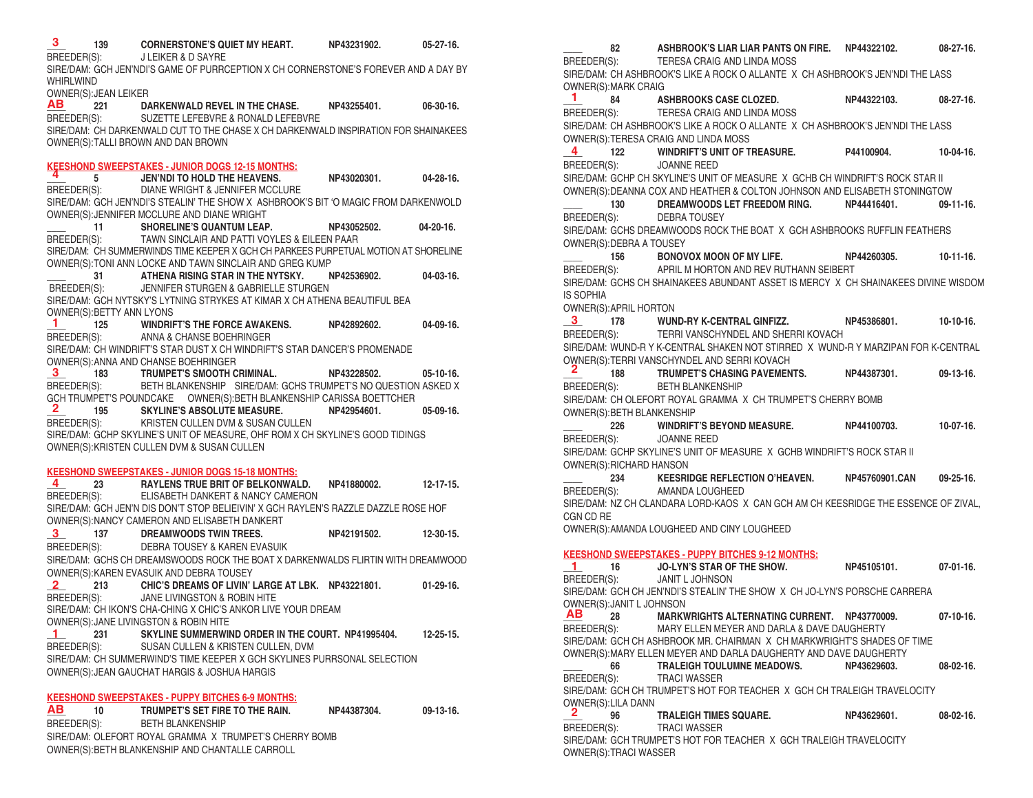**3** **139 CORNERSTONE'S QUIET MY HEART. NP43231902. 05-27-16.**
BREEDER(S): J LEIKER & D SAYRE
SIRE/DAM: GCH JEN'NDI'S GAME OF PURRCEPTION X CH CORNERSTONE'S FOREVER AND A DAY BY WHIRLWIND
OWNER(S):JEAN LEIKER

**AB** **221 DARKENWALD REVEL IN THE CHASE. NP43255401. 06-30-16.**
BREEDER(S): SUZETTE LEFEBVRE & RONALD LEFEBVRE
SIRE/DAM: CH DARKENWALD CUT TO THE CHASE X CH DARKENWALD INSPIRATION FOR SHAINAKEES
OWNER(S):TALLI BROWN AND DAN BROWN

## KEESHOND SWEEPSTAKES - JUNIOR DOGS 12-15 MONTHS:

**4** **5 JEN'NDI TO HOLD THE HEAVENS. NP43020301. 04-28-16.**
BREEDER(S): DIANE WRIGHT & JENNIFER MCCLURE
SIRE/DAM: GCH JEN'NDI'S STEALIN' THE SHOW X ASHBROOK'S BIT 'O MAGIC FROM DARKENWOLD
OWNER(S):JENNIFER MCCLURE AND DIANE WRIGHT

____ **11 SHORELINE'S QUANTUM LEAP. NP43052502. 04-20-16.**
BREEDER(S): TAWN SINCLAIR AND PATTI VOYLES & EILEEN PAAR
SIRE/DAM: CH SUMMERWINDS TIME KEEPER X GCH CH PARKEES PURPETUAL MOTION AT SHORELINE
OWNER(S):TONI ANN LOCKE AND TAWN SINCLAIR AND GREG KUMP

____ **31 ATHENA RISING STAR IN THE NYTSKY. NP42536902. 04-03-16.**
BREEDER(S): JENNIFER STURGEN & GABRIELLE STURGEN
SIRE/DAM: GCH NYTSKY'S LYTNING STRYKES AT KIMAR X CH ATHENA BEAUTIFUL BEA
OWNER(S):BETTY ANN LYONS

**1** **125 WINDRIFT'S THE FORCE AWAKENS. NP42892602. 04-09-16.**
BREEDER(S): ANNA & CHANSE BOEHRINGER
SIRE/DAM: CH WINDRIFT'S STAR DUST X CH WINDRIFT'S STAR DANCER'S PROMENADE
OWNER(S):ANNA AND CHANSE BOEHRINGER

**3** **183 TRUMPET'S SMOOTH CRIMINAL. NP43228502. 05-10-16.**
BREEDER(S): BETH BLANKENSHIP SIRE/DAM: GCHS TRUMPET'S NO QUESTION ASKED X GCH TRUMPET'S POUNDCAKE OWNER(S):BETH BLANKENSHIP CARISSA BOETTCHER

**2** **195 SKYLINE'S ABSOLUTE MEASURE. NP42954601. 05-09-16.**
BREEDER(S): KRISTEN CULLEN DVM & SUSAN CULLEN
SIRE/DAM: GCHP SKYLINE'S UNIT OF MEASURE, OHF ROM X CH SKYLINE'S GOOD TIDINGS
OWNER(S):KRISTEN CULLEN DVM & SUSAN CULLEN

## KEESHOND SWEEPSTAKES - JUNIOR DOGS 15-18 MONTHS:

**4** **23 RAYLENS TRUE BRIT OF BELKONWALD. NP41880002. 12-17-15.**
BREEDER(S): ELISABETH DANKERT & NANCY CAMERON
SIRE/DAM: GCH JEN'N DIS DON'T STOP BELIEIVIN' X GCH RAYLEN'S RAZZLE DAZZLE ROSE HOF
OWNER(S):NANCY CAMERON AND ELISABETH DANKERT

**3** **137 DREAMWOODS TWIN TREES. NP42191502. 12-30-15.**
BREEDER(S): DEBRA TOUSEY & KAREN EVASUIK
SIRE/DAM: GCHS CH DREAMWOODS ROCK THE BOAT X DARKENWALDS FLIRTIN WITH DREAMWOOD
OWNER(S):KAREN EVASUIK AND DEBRA TOUSEY

**2** **213 CHIC'S DREAMS OF LIVIN' LARGE AT LBK. NP43221801. 01-29-16.**
BREEDER(S): JANE LIVINGSTON & ROBIN HITE
SIRE/DAM: CH IKON'S CHA-CHING X CHIC'S ANKOR LIVE YOUR DREAM
OWNER(S):JANE LIVINGSTON & ROBIN HITE

**1** **231 SKYLINE SUMMERWIND ORDER IN THE COURT. NP41995404. 12-25-15.**
BREEDER(S): SUSAN CULLEN & KRISTEN CULLEN, DVM
SIRE/DAM: CH SUMMERWIND'S TIME KEEPER X GCH SKYLINES PURRSONAL SELECTION
OWNER(S):JEAN GAUCHAT HARGIS & JOSHUA HARGIS

## KEESHOND SWEEPSTAKES - PUPPY BITCHES 6-9 MONTHS:

**AB** **10 TRUMPET'S SET FIRE TO THE RAIN. NP44387304. 09-13-16.**
BREEDER(S): BETH BLANKENSHIP
SIRE/DAM: OLEFORT ROYAL GRAMMA X TRUMPET'S CHERRY BOMB
OWNER(S):BETH BLANKENSHIP AND CHANTALLE CARROLL

____ **82 ASHBROOK'S LIAR LIAR PANTS ON FIRE. NP44322102. 08-27-16.**
BREEDER(S): TERESA CRAIG AND LINDA MOSS
SIRE/DAM: CH ASHBROOK'S LIKE A ROCK O ALLANTE X CH ASHBROOK'S JEN'NDI THE LASS
OWNER(S):MARK CRAIG

**1** **84 ASHBROOKS CASE CLOZED. NP44322103. 08-27-16.**
BREEDER(S): TERESA CRAIG AND LINDA MOSS
SIRE/DAM: CH ASHBROOK'S LIKE A ROCK O ALLANTE X CH ASHBROOK'S JEN'NDI THE LASS
OWNER(S):TERESA CRAIG AND LINDA MOSS

**4** **122 WINDRIFT'S UNIT OF TREASURE. P44100904. 10-04-16.**
BREEDER(S): JOANNE REED
SIRE/DAM: GCHP CH SKYLINE'S UNIT OF MEASURE X GCHB CH WINDRIFT'S ROCK STAR II
OWNER(S):DEANNA COX AND HEATHER & COLTON JOHNSON AND ELISABETH STONINGTOW

____ **130 DREAMWOODS LET FREEDOM RING. NP44416401. 09-11-16.**
BREEDER(S): DEBRA TOUSEY
SIRE/DAM: GCHS DREAMWOODS ROCK THE BOAT X GCH ASHBROOKS RUFFLIN FEATHERS
OWNER(S):DEBRA A TOUSEY

____ **156 BONOVOX MOON OF MY LIFE. NP44260305. 10-11-16.**
BREEDER(S): APRIL M HORTON AND REV RUTHANN SEIBERT
SIRE/DAM: GCHS CH SHAINAKEES ABUNDANT ASSET IS MERCY X CH SHAINAKEES DIVINE WISDOM IS SOPHIA
OWNER(S):APRIL HORTON

**3** **178 WUND-RY K-CENTRAL GINFIZZ. NP45386801. 10-10-16.**
BREEDER(S): TERRI VANSCHYNDEL AND SHERRI KOVACH
SIRE/DAM: WUND-R Y K-CENTRAL SHAKEN NOT STIRRED X WUND-R Y MARZIPAN FOR K-CENTRAL
OWNER(S):TERRI VANSCHYNDEL AND SERRI KOVACH

**2** **188 TRUMPET'S CHASING PAVEMENTS. NP44387301. 09-13-16.**
BREEDER(S): BETH BLANKENSHIP
SIRE/DAM: CH OLEFORT ROYAL GRAMMA X CH TRUMPET'S CHERRY BOMB
OWNER(S):BETH BLANKENSHIP

____ **226 WINDRIFT'S BEYOND MEASURE. NP44100703. 10-07-16.**
BREEDER(S): JOANNE REED
SIRE/DAM: GCHP SKYLINE'S UNIT OF MEASURE X GCHB WINDRIFT'S ROCK STAR II
OWNER(S):RICHARD HANSON

____ **234 KEESRIDGE REFLECTION O'HEAVEN. NP45760901.CAN 09-25-16.**
BREEDER(S): AMANDA LOUGHEED
SIRE/DAM: NZ CH CLANDARA LORD-KAOS X CAN GCH AM CH KEESRIDGE THE ESSENCE OF ZIVAL, CGN CD RE
OWNER(S):AMANDA LOUGHEED AND CINY LOUGHEED

## KEESHOND SWEEPSTAKES - PUPPY BITCHES 9-12 MONTHS:

**1** **16 JO-LYN'S STAR OF THE SHOW. NP45105101. 07-01-16.**
BREEDER(S): JANIT L JOHNSON
SIRE/DAM: GCH CH JEN'NDI'S STEALIN' THE SHOW X CH JO-LYN'S PORSCHE CARRERA
OWNER(S):JANIT L JOHNSON

**AB** **28 MARKWRIGHTS ALTERNATING CURRENT. NP43770009. 07-10-16.**
BREEDER(S): MARY ELLEN MEYER AND DARLA & DAVE DAUGHERTY
SIRE/DAM: GCH CH ASHBROOK MR. CHAIRMAN X CH MARKWRIGHT'S SHADES OF TIME
OWNER(S):MARY ELLEN MEYER AND DARLA DAUGHERTY AND DAVE DAUGHERTY

____ **66 TRALEIGH TOULUMNE MEADOWS. NP43629603. 08-02-16.**
BREEDER(S): TRACI WASSER
SIRE/DAM: GCH CH TRUMPET'S HOT FOR TEACHER X GCH CH TRALEIGH TRAVELOCITY
OWNER(S):LILA DANN

**2** **96 TRALEIGH TIMES SQUARE. NP43629601. 08-02-16.**
BREEDER(S): TRACI WASSER
SIRE/DAM: GCH TRUMPET'S HOT FOR TEACHER X GCH TRALEIGH TRAVELOCITY
OWNER(S):TRACI WASSER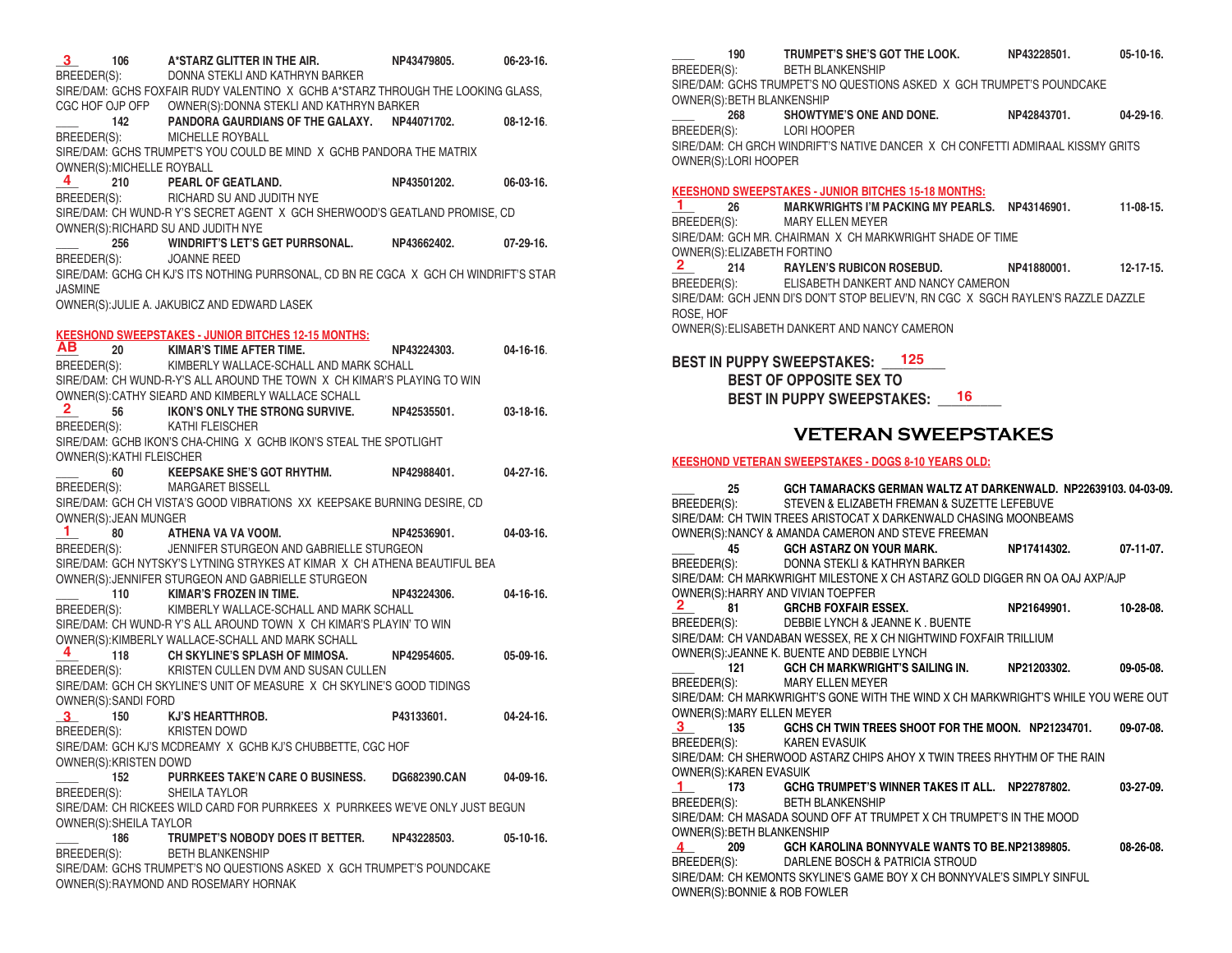**3** 106 **A*STARZ GLITTER IN THE AIR.** NP43479805. 06-23-16.
BREEDER(S): DONNA STEKLI AND KATHRYN BARKER
SIRE/DAM: GCHS FOXFAIR RUDY VALENTINO X GCHB A*STARZ THROUGH THE LOOKING GLASS, CGC HOF OJP OFP OWNER(S):DONNA STEKLI AND KATHRYN BARKER

____ 142 **PANDORA GAURDIANS OF THE GALAXY.** NP44071702. 08-12-16.
BREEDER(S): MICHELLE ROYBALL
SIRE/DAM: GCHS TRUMPET'S YOU COULD BE MIND X GCHB PANDORA THE MATRIX
OWNER(S):MICHELLE ROYBALL

**4** 210 **PEARL OF GEATLAND.** NP43501202. 06-03-16.
BREEDER(S): RICHARD SU AND JUDITH NYE
SIRE/DAM: CH WUND-R Y'S SECRET AGENT X GCH SHERWOOD'S GEATLAND PROMISE, CD
OWNER(S):RICHARD SU AND JUDITH NYE

____ 256 **WINDRIFT'S LET'S GET PURRSONAL.** NP43662402. 07-29-16.
BREEDER(S): JOANNE REED
SIRE/DAM: GCHG CH KJ'S ITS NOTHING PURRSONAL, CD BN RE CGCA X GCH CH WINDRIFT'S STAR JASMINE
OWNER(S):JULIE A. JAKUBICZ AND EDWARD LASEK

## KEESHOND SWEEPSTAKES - JUNIOR BITCHES 12-15 MONTHS:

**AB** 20 **KIMAR'S TIME AFTER TIME.** NP43224303. 04-16-16.
BREEDER(S): KIMBERLY WALLACE-SCHALL AND MARK SCHALL
SIRE/DAM: CH WUND-R-Y'S ALL AROUND THE TOWN X CH KIMAR'S PLAYING TO WIN
OWNER(S):CATHY SIEARD AND KIMBERLY WALLACE SCHALL

**2** 56 **IKON'S ONLY THE STRONG SURVIVE.** NP42535501. 03-18-16.
BREEDER(S): KATHI FLEISCHER
SIRE/DAM: GCHB IKON'S CHA-CHING X GCHB IKON'S STEAL THE SPOTLIGHT
OWNER(S):KATHI FLEISCHER

____ 60 **KEEPSAKE SHE'S GOT RHYTHM.** NP42988401. 04-27-16.
BREEDER(S): MARGARET BISSELL
SIRE/DAM: GCH CH VISTA'S GOOD VIBRATIONS XX KEEPSAKE BURNING DESIRE, CD
OWNER(S):JEAN MUNGER

**1** 80 **ATHENA VA VA VOOM.** NP42536901. 04-03-16.
BREEDER(S): JENNIFER STURGEON AND GABRIELLE STURGEON
SIRE/DAM: GCH NYTSKY'S LYTNING STRYKES AT KIMAR X CH ATHENA BEAUTIFUL BEA
OWNER(S):JENNIFER STURGEON AND GABRIELLE STURGEON

____ 110 **KIMAR'S FROZEN IN TIME.** NP43224306. 04-16-16.
BREEDER(S): KIMBERLY WALLACE-SCHALL AND MARK SCHALL
SIRE/DAM: CH WUND-R Y'S ALL AROUND TOWN X CH KIMAR'S PLAYIN' TO WIN
OWNER(S):KIMBERLY WALLACE-SCHALL AND MARK SCHALL

**4** 118 **CH SKYLINE'S SPLASH OF MIMOSA.** NP42954605. 05-09-16.
BREEDER(S): KRISTEN CULLEN DVM AND SUSAN CULLEN
SIRE/DAM: GCH CH SKYLINE'S UNIT OF MEASURE X CH SKYLINE'S GOOD TIDINGS
OWNER(S):SANDI FORD

**3** 150 **KJ'S HEARTTHROB.** P43133601. 04-24-16.
BREEDER(S): KRISTEN DOWD
SIRE/DAM: GCH KJ'S MCDREAMY X GCHB KJ'S CHUBBETTE, CGC HOF
OWNER(S):KRISTEN DOWD

____ 152 **PURRKEES TAKE'N CARE O BUSINESS.** DG682390.CAN 04-09-16.
BREEDER(S): SHEILA TAYLOR
SIRE/DAM: CH RICKEES WILD CARD FOR PURRKEES X PURRKEES WE'VE ONLY JUST BEGUN
OWNER(S):SHEILA TAYLOR

____ 186 **TRUMPET'S NOBODY DOES IT BETTER.** NP43228503. 05-10-16.
BREEDER(S): BETH BLANKENSHIP
SIRE/DAM: GCHS TRUMPET'S NO QUESTIONS ASKED X GCH TRUMPET'S POUNDCAKE
OWNER(S):RAYMOND AND ROSEMARY HORNAK

____ 190 **TRUMPET'S SHE'S GOT THE LOOK.** NP43228501. 05-10-16.
BREEDER(S): BETH BLANKENSHIP
SIRE/DAM: GCHS TRUMPET'S NO QUESTIONS ASKED X GCH TRUMPET'S POUNDCAKE
OWNER(S):BETH BLANKENSHIP

____ 268 **SHOWTYME'S ONE AND DONE.** NP42843701. 04-29-16.
BREEDER(S): LORI HOOPER
SIRE/DAM: CH GRCH WINDRIFT'S NATIVE DANCER X CH CONFETTI ADMIRAAL KISSMY GRITS
OWNER(S):LORI HOOPER

## KEESHOND SWEEPSTAKES - JUNIOR BITCHES 15-18 MONTHS:

**1** 26 **MARKWRIGHTS I'M PACKING MY PEARLS.** NP43146901. 11-08-15.
BREEDER(S): MARY ELLEN MEYER
SIRE/DAM: GCH MR. CHAIRMAN X CH MARKWRIGHT SHADE OF TIME
OWNER(S):ELIZABETH FORTINO

**2** 214 **RAYLEN'S RUBICON ROSEBUD.** NP41880001. 12-17-15.
BREEDER(S): ELISABETH DANKERT AND NANCY CAMERON
SIRE/DAM: GCH JENN DI'S DON'T STOP BELIEV'N, RN CGC X SGCH RAYLEN'S RAZZLE DAZZLE ROSE, HOF
OWNER(S):ELISABETH DANKERT AND NANCY CAMERON

**BEST IN PUPPY SWEEPSTAKES:** 125
**BEST OF OPPOSITE SEX TO BEST IN PUPPY SWEEPSTAKES:** 16

# VETERAN SWEEPSTAKES

## KEESHOND VETERAN SWEEPSTAKES - DOGS 8-10 YEARS OLD:

____ 25 **GCH TAMARACKS GERMAN WALTZ AT DARKENWALD.** NP22639103. 04-03-09.
BREEDER(S): STEVEN & ELIZABETH FREMAN & SUZETTE LEFEBUVE
SIRE/DAM: CH TWIN TREES ARISTOCAT X DARKENWALD CHASING MOONBEAMS
OWNER(S):NANCY & AMANDA CAMERON AND STEVE FREEMAN

____ 45 **GCH ASTARZ ON YOUR MARK.** NP17414302. 07-11-07.
BREEDER(S): DONNA STEKLI & KATHRYN BARKER
SIRE/DAM: CH MARKWRIGHT MILESTONE X CH ASTARZ GOLD DIGGER RN OA OAJ AXP/AJP
OWNER(S):HARRY AND VIVIAN TOEPFER

**2** 81 **GRCHB FOXFAIR ESSEX.** NP21649901. 10-28-08.
BREEDER(S): DEBBIE LYNCH & JEANNE K . BUENTE
SIRE/DAM: CH VANDABAN WESSEX, RE X CH NIGHTWIND FOXFAIR TRILLIUM
OWNER(S):JEANNE K. BUENTE AND DEBBIE LYNCH

____ 121 **GCH CH MARKWRIGHT'S SAILING IN.** NP21203302. 09-05-08.
BREEDER(S): MARY ELLEN MEYER
SIRE/DAM: CH MARKWRIGHT'S GONE WITH THE WIND X CH MARKWRIGHT'S WHILE YOU WERE OUT
OWNER(S):MARY ELLEN MEYER

**3** 135 **GCHS CH TWIN TREES SHOOT FOR THE MOON.** NP21234701. 09-07-08.
BREEDER(S): KAREN EVASUIK
SIRE/DAM: CH SHERWOOD ASTARZ CHIPS AHOY X TWIN TREES RHYTHM OF THE RAIN
OWNER(S):KAREN EVASUIK

**1** 173 **GCHG TRUMPET'S WINNER TAKES IT ALL.** NP22787802. 03-27-09.
BREEDER(S): BETH BLANKENSHIP
SIRE/DAM: CH MASADA SOUND OFF AT TRUMPET X CH TRUMPET'S IN THE MOOD
OWNER(S):BETH BLANKENSHIP

**4** 209 **GCH KAROLINA BONNYVALE WANTS TO BE.** NP21389805. 08-26-08.
BREEDER(S): DARLENE BOSCH & PATRICIA STROUD
SIRE/DAM: CH KEMONTS SKYLINE'S GAME BOY X CH BONNYVALE'S SIMPLY SINFUL
OWNER(S):BONNIE & ROB FOWLER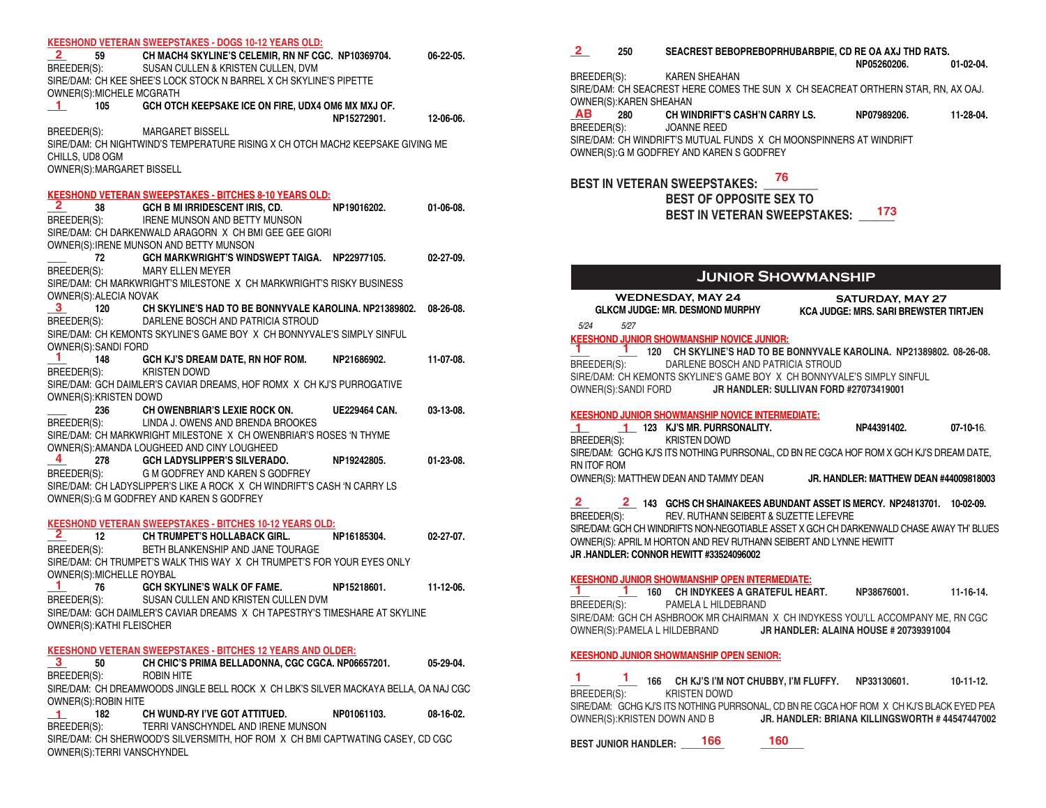### KEESHOND VETERAN SWEEPSTAKES - DOGS 10-12 YEARS OLD:

**2** 59 **CH MACH4 SKYLINE'S CELEMIR, RN NF CGC. NP10369704. 06-22-05.**
BREEDER(S): SUSAN CULLEN & KRISTEN CULLEN, DVM
SIRE/DAM: CH KEE SHEE'S LOCK STOCK N BARREL X CH SKYLINE'S PIPETTE
OWNER(S):MICHELE MCGRATH

**1** 105 **GCH OTCH KEEPSAKE ICE ON FIRE, UDX4 OM6 MX MXJ OF. NP15272901. 12-06-06.**
BREEDER(S): MARGARET BISSELL
SIRE/DAM: CH NIGHTWIND'S TEMPERATURE RISING X CH OTCH MACH2 KEEPSAKE GIVING ME CHILLS, UD8 OGM
OWNER(S):MARGARET BISSELL

### KEESHOND VETERAN SWEEPSTAKES - BITCHES 8-10 YEARS OLD:

**2** 38 **GCH B MI IRRIDESCENT IRIS, CD. NP19016202. 01-06-08.**
BREEDER(S): IRENE MUNSON AND BETTY MUNSON
SIRE/DAM: CH DARKENWALD ARAGORN X CH BMI GEE GEE GIORI
OWNER(S):IRENE MUNSON AND BETTY MUNSON

____ 72 **GCH MARKWRIGHT'S WINDSWEPT TAIGA. NP22977105. 02-27-09.**
BREEDER(S): MARY ELLEN MEYER
SIRE/DAM: CH MARKWRIGHT'S MILESTONE X CH MARKWRIGHT'S RISKY BUSINESS
OWNER(S):ALECIA NOVAK

**3** 120 **CH SKYLINE'S HAD TO BE BONNYVALE KAROLINA. NP21389802. 08-26-08.**
BREEDER(S): DARLENE BOSCH AND PATRICIA STROUD
SIRE/DAM: CH KEMONTS SKYLINE'S GAME BOY X CH BONNYVALE'S SIMPLY SINFUL
OWNER(S):SANDI FORD

**1** 148 **GCH KJ'S DREAM DATE, RN HOF ROM. NP21686902. 11-07-08.**
BREEDER(S): KRISTEN DOWD
SIRE/DAM: GCH DAIMLER'S CAVIAR DREAMS, HOF ROMX X CH KJ'S PURROGATIVE
OWNER(S):KRISTEN DOWD

____ 236 **CH OWENBRIAR'S LEXIE ROCK ON. UE229464 CAN. 03-13-08.**
BREEDER(S): LINDA J. OWENS AND BRENDA BROOKES
SIRE/DAM: CH MARKWRIGHT MILESTONE X CH OWENBRIAR'S ROSES 'N THYME
OWNER(S):AMANDA LOUGHEED AND CINY LOUGHEED

**4** 278 **GCH LADYSLIPPER'S SILVERADO. NP19242805. 01-23-08.**
BREEDER(S): G M GODFREY AND KAREN S GODFREY
SIRE/DAM: CH LADYSLIPPER'S LIKE A ROCK X CH WINDRIFT'S CASH 'N CARRY LS
OWNER(S):G M GODFREY AND KAREN S GODFREY

### KEESHOND VETERAN SWEEPSTAKES - BITCHES 10-12 YEARS OLD:

**2** 12 **CH TRUMPET'S HOLLABACK GIRL. NP16185304. 02-27-07.**
BREEDER(S): BETH BLANKENSHIP AND JANE TOURAGE
SIRE/DAM: CH TRUMPET'S WALK THIS WAY X CH TRUMPET'S FOR YOUR EYES ONLY
OWNER(S):MICHELLE ROYBAL

**1** 76 **GCH SKYLINE'S WALK OF FAME. NP15218601. 11-12-06.**
BREEDER(S): SUSAN CULLEN AND KRISTEN CULLEN DVM
SIRE/DAM: GCH DAIMLER'S CAVIAR DREAMS X CH TAPESTRY'S TIMESHARE AT SKYLINE
OWNER(S):KATHI FLEISCHER

### KEESHOND VETERAN SWEEPSTAKES - BITCHES 12 YEARS AND OLDER:

**3** 50 **CH CHIC'S PRIMA BELLADONNA, CGC CGCA. NP06657201. 05-29-04.**
BREEDER(S): ROBIN HITE
SIRE/DAM: CH DREAMWOODS JINGLE BELL ROCK X CH LBK'S SILVER MACKAYA BELLA, OA NAJ CGC
OWNER(S):ROBIN HITE

**1** 182 **CH WUND-RY I'VE GOT ATTITUED. NP01061103. 08-16-02.**
BREEDER(S): TERRI VANSCHYNDEL AND IRENE MUNSON
SIRE/DAM: CH SHERWOOD'S SILVERSMITH, HOF ROM X CH BMI CAPTWATING CASEY, CD CGC
OWNER(S):TERRI VANSCHYNDEL

**2** 250 **SEACREST BEBOPREBOPRHUBARBPIE, CD RE OA AXJ THD RATS. NP05260206. 01-02-04.**
BREEDER(S): KAREN SHEAHAN
SIRE/DAM: CH SEACREST HERE COMES THE SUN X CH SEACREAT ORTHERN STAR, RN, AX OAJ.
OWNER(S):KAREN SHEAHAN

**AB** 280 **CH WINDRIFT'S CASH'N CARRY LS. NP07989206. 11-28-04.**
BREEDER(S): JOANNE REED
SIRE/DAM: CH WINDRIFT'S MUTUAL FUNDS X CH MOONSPINNERS AT WINDRIFT
OWNER(S):G M GODFREY AND KAREN S GODFREY

**BEST IN VETERAN SWEEPSTAKES:** 76

**BEST OF OPPOSITE SEX TO BEST IN VETERAN SWEEPSTAKES:** 173

## Junior Showmanship

| WEDNESDAY, MAY 24 | SATURDAY, MAY 27 |
|---|---|
| GLKCM JUDGE: MR. DESMOND MURPHY | KCA JUDGE: MRS. SARI BREWSTER TIRTJEN |

*5/24 5/27*

### KEESHOND JUNIOR SHOWMANSHIP NOVICE JUNIOR:

**1** **1** 120 **CH SKYLINE'S HAD TO BE BONNYVALE KAROLINA. NP21389802. 08-26-08.**
BREEDER(S): DARLENE BOSCH AND PATRICIA STROUD
SIRE/DAM: CH KEMONTS SKYLINE'S GAME BOY X CH BONNYVALE'S SIMPLY SINFUL
OWNER(S):SANDI FORD **JR HANDLER: SULLIVAN FORD #27073419001**

### KEESHOND JUNIOR SHOWMANSHIP NOVICE INTERMEDIATE:

**1** **1** 123 **KJ'S MR. PURRSONALITY. NP44391402. 07-10-16.**
BREEDER(S): KRISTEN DOWD
SIRE/DAM: GCHG KJ'S ITS NOTHING PURRSONAL, CD BN RE CGCA HOF ROM X GCH KJ'S DREAM DATE, RN ITOF ROM
OWNER(S): MATTHEW DEAN AND TAMMY DEAN **JR. HANDLER: MATTHEW DEAN #44009818003**

**2** **2** 143 **GCHS CH SHAINAKEES ABUNDANT ASSET IS MERCY. NP24813701. 10-02-09.**
BREEDER(S): REV. RUTHANN SEIBERT & SUZETTE LEFEVRE
SIRE/DAM: GCH CH WINDRIFTS NON-NEGOTIABLE ASSET X GCH CH DARKENWALD CHASE AWAY TH' BLUES
OWNER(S): APRIL M HORTON AND REV RUTHANN SEIBERT AND LYNNE HEWITT
**JR .HANDLER: CONNOR HEWITT #33524096002**

### KEESHOND JUNIOR SHOWMANSHIP OPEN INTERMEDIATE:

**1** **1** 160 **CH INDYKEES A GRATEFUL HEART. NP38676001. 11-16-14.**
BREEDER(S): PAMELA L HILDEBRAND
SIRE/DAM: GCH CH ASHBROOK MR CHAIRMAN X CH INDYKESS YOU'LL ACCOMPANY ME, RN CGC
OWNER(S):PAMELA L HILDEBRAND **JR HANDLER: ALAINA HOUSE # 20739391004**

### KEESHOND JUNIOR SHOWMANSHIP OPEN SENIOR:

**1** **1** 166 **CH KJ'S I'M NOT CHUBBY, I'M FLUFFY. NP33130601. 10-11-12.**
BREEDER(S): KRISTEN DOWD
SIRE/DAM: GCHG KJ'S ITS NOTHING PURRSONAL, CD BN RE CGCA HOF ROM X CH KJ'S BLACK EYED PEA
OWNER(S):KRISTEN DOWN AND B **JR. HANDLER: BRIANA KILLINGSWORTH # 44547447002**

**BEST JUNIOR HANDLER:** 166 160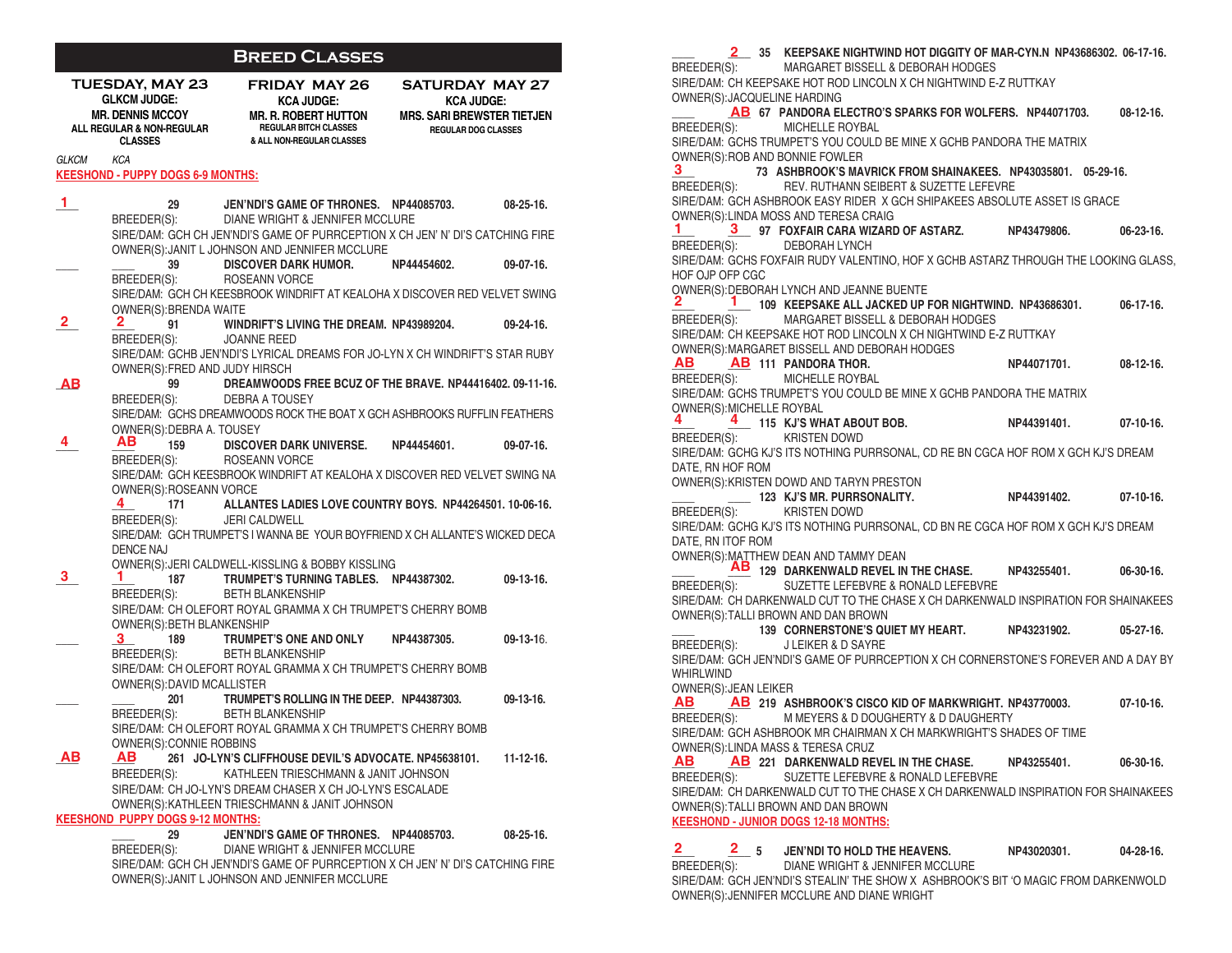# Breed Classes

**TUESDAY, MAY 23**
**GLKCM JUDGE:**
**MR. DENNIS MCCOY**
**ALL REGULAR & NON-REGULAR CLASSES**

**FRIDAY MAY 26**
**KCA JUDGE:**
**MR. R. ROBERT HUTTON**
**REGULAR BITCH CLASSES & ALL NON-REGULAR CLASSES**

**SATURDAY MAY 27**
**KCA JUDGE:**
**MRS. SARI BREWSTER TIETJEN**
**REGULAR DOG CLASSES**

*GLKCM* *KCA*

## KEESHOND - PUPPY DOGS 6-9 MONTHS:

1 ___ **29 JEN'NDI'S GAME OF THRONES. NP44085703. 08-25-16.**
BREEDER(S): DIANE WRIGHT & JENNIFER MCCLURE
SIRE/DAM: GCH CH JEN'NDI'S GAME OF PURRCEPTION X CH JEN' N' DI'S CATCHING FIRE
OWNER(S):JANIT L JOHNSON AND JENNIFER MCCLURE

___ ___ **39 DISCOVER DARK HUMOR. NP44454602. 09-07-16.**
BREEDER(S): ROSEANN VORCE
SIRE/DAM: GCH CH KEESBROOK WINDRIFT AT KEALOHA X DISCOVER RED VELVET SWING
OWNER(S):BRENDA WAITE

2 2 **91 WINDRIFT'S LIVING THE DREAM. NP43989204. 09-24-16.**
BREEDER(S): JOANNE REED
SIRE/DAM: GCHB JEN'NDI'S LYRICAL DREAMS FOR JO-LYN X CH WINDRIFT'S STAR RUBY
OWNER(S):FRED AND JUDY HIRSCH

AB ___ **99 DREAMWOODS FREE BCUZ OF THE BRAVE. NP44416402. 09-11-16.**
BREEDER(S): DEBRA A TOUSEY
SIRE/DAM: GCHS DREAMWOODS ROCK THE BOAT X GCH ASHBROOKS RUFFLIN FEATHERS
OWNER(S):DEBRA A. TOUSEY

4 AB **159 DISCOVER DARK UNIVERSE. NP44454601. 09-07-16.**
BREEDER(S): ROSEANN VORCE
SIRE/DAM: GCH KEESBROOK WINDRIFT AT KEALOHA X DISCOVER RED VELVET SWING NA
OWNER(S):ROSEANN VORCE

___ 4 **171 ALLANTES LADIES LOVE COUNTRY BOYS. NP44264501. 10-06-16.**
BREEDER(S): JERI CALDWELL
SIRE/DAM: GCH TRUMPET'S I WANNA BE YOUR BOYFRIEND X CH ALLANTE'S WICKED DECA DENCE NAJ
OWNER(S):JERI CALDWELL-KISSLING & BOBBY KISSLING

3 1 **187 TRUMPET'S TURNING TABLES. NP44387302. 09-13-16.**
BREEDER(S): BETH BLANKENSHIP
SIRE/DAM: CH OLEFORT ROYAL GRAMMA X CH TRUMPET'S CHERRY BOMB
OWNER(S):BETH BLANKENSHIP

___ 3 **189 TRUMPET'S ONE AND ONLY NP44387305. 09-13-16.**
BREEDER(S): BETH BLANKENSHIP
SIRE/DAM: CH OLEFORT ROYAL GRAMMA X CH TRUMPET'S CHERRY BOMB
OWNER(S):DAVID MCALLISTER

___ ___ **201 TRUMPET'S ROLLING IN THE DEEP. NP44387303. 09-13-16.**
BREEDER(S): BETH BLANKENSHIP
SIRE/DAM: CH OLEFORT ROYAL GRAMMA X CH TRUMPET'S CHERRY BOMB
OWNER(S):CONNIE ROBBINS

AB AB **261 JO-LYN'S CLIFFHOUSE DEVIL'S ADVOCATE. NP45638101. 11-12-16.**
BREEDER(S): KATHLEEN TRIESCHMANN & JANIT JOHNSON
SIRE/DAM: CH JO-LYN'S DREAM CHASER X CH JO-LYN'S ESCALADE
OWNER(S):KATHLEEN TRIESCHMANN & JANIT JOHNSON

## KEESHOND PUPPY DOGS 9-12 MONTHS:

___ **29 JEN'NDI'S GAME OF THRONES. NP44085703. 08-25-16.**
BREEDER(S): DIANE WRIGHT & JENNIFER MCCLURE
SIRE/DAM: GCH CH JEN'NDI'S GAME OF PURRCEPTION X CH JEN' N' DI'S CATCHING FIRE
OWNER(S):JANIT L JOHNSON AND JENNIFER MCCLURE

___ 2 **35 KEEPSAKE NIGHTWIND HOT DIGGITY OF MAR-CYN.N NP43686302. 06-17-16.**
BREEDER(S): MARGARET BISSELL & DEBORAH HODGES
SIRE/DAM: CH KEEPSAKE HOT ROD LINCOLN X CH NIGHTWIND E-Z RUTTKAY
OWNER(S):JACQUELINE HARDING

___ AB **67 PANDORA ELECTRO'S SPARKS FOR WOLFERS. NP44071703. 08-12-16.**
BREEDER(S): MICHELLE ROYBAL
SIRE/DAM: GCHS TRUMPET'S YOU COULD BE MINE X GCHB PANDORA THE MATRIX
OWNER(S):ROB AND BONNIE FOWLER

3 ___ **73 ASHBROOK'S MAVRICK FROM SHAINAKEES. NP43035801. 05-29-16.**
BREEDER(S): REV. RUTHANN SEIBERT & SUZETTE LEFEVRE
SIRE/DAM: GCH ASHBROOK EASY RIDER X GCH SHIPAKEES ABSOLUTE ASSET IS GRACE
OWNER(S):LINDA MOSS AND TERESA CRAIG

1 3 **97 FOXFAIR CARA WIZARD OF ASTARZ. NP43479806. 06-23-16.**
BREEDER(S): DEBORAH LYNCH
SIRE/DAM: GCHS FOXFAIR RUDY VALENTINO, HOF X GCHB ASTARZ THROUGH THE LOOKING GLASS, HOF OJP OFP CGC
OWNER(S):DEBORAH LYNCH AND JEANNE BUENTE

2 1 **109 KEEPSAKE ALL JACKED UP FOR NIGHTWIND. NP43686301. 06-17-16.**
BREEDER(S): MARGARET BISSELL & DEBORAH HODGES
SIRE/DAM: CH KEEPSAKE HOT ROD LINCOLN X CH NIGHTWIND E-Z RUTTKAY
OWNER(S):MARGARET BISSELL AND DEBORAH HODGES

AB AB **111 PANDORA THOR. NP44071701. 08-12-16.**
BREEDER(S): MICHELLE ROYBAL
SIRE/DAM: GCHS TRUMPET'S YOU COULD BE MINE X GCHB PANDORA THE MATRIX
OWNER(S):MICHELLE ROYBAL

4 4 **115 KJ'S WHAT ABOUT BOB. NP44391401. 07-10-16.**
BREEDER(S): KRISTEN DOWD
SIRE/DAM: GCHG KJ'S ITS NOTHING PURRSONAL, CD RE BN CGCA HOF ROM X GCH KJ'S DREAM DATE, RN HOF ROM
OWNER(S):KRISTEN DOWD AND TARYN PRESTON

___ ___ **123 KJ'S MR. PURRSONALITY. NP44391402. 07-10-16.**
BREEDER(S): KRISTEN DOWD
SIRE/DAM: GCHG KJ'S ITS NOTHING PURRSONAL, CD BN RE CGCA HOF ROM X GCH KJ'S DREAM DATE, RN ITOF ROM
OWNER(S):MATTHEW DEAN AND TAMMY DEAN

___ AB **129 DARKENWALD REVEL IN THE CHASE. NP43255401. 06-30-16.**
BREEDER(S): SUZETTE LEFEBVRE & RONALD LEFEBVRE
SIRE/DAM: CH DARKENWALD CUT TO THE CHASE X CH DARKENWALD INSPIRATION FOR SHAINAKEES
OWNER(S):TALLI BROWN AND DAN BROWN

___ ___ **139 CORNERSTONE'S QUIET MY HEART. NP43231902. 05-27-16.**
BREEDER(S): J LEIKER & D SAYRE
SIRE/DAM: GCH JEN'NDI'S GAME OF PURRCEPTION X CH CORNERSTONE'S FOREVER AND A DAY BY WHIRLWIND
OWNER(S):JEAN LEIKER

AB AB **219 ASHBROOK'S CISCO KID OF MARKWRIGHT. NP43770003. 07-10-16.**
BREEDER(S): M MEYERS & D DOUGHERTY & D DAUGHERTY
SIRE/DAM: GCH ASHBROOK MR CHAIRMAN X CH MARKWRIGHT'S SHADES OF TIME
OWNER(S):LINDA MASS & TERESA CRUZ

AB AB **221 DARKENWALD REVEL IN THE CHASE. NP43255401. 06-30-16.**
BREEDER(S): SUZETTE LEFEBVRE & RONALD LEFEBVRE
SIRE/DAM: CH DARKENWALD CUT TO THE CHASE X CH DARKENWALD INSPIRATION FOR SHAINAKEES
OWNER(S):TALLI BROWN AND DAN BROWN

## KEESHOND - JUNIOR DOGS 12-18 MONTHS:

2 2 **5 JEN'NDI TO HOLD THE HEAVENS. NP43020301. 04-28-16.**
BREEDER(S): DIANE WRIGHT & JENNIFER MCCLURE
SIRE/DAM: GCH JEN'NDI'S STEALIN' THE SHOW X ASHBROOK'S BIT 'O MAGIC FROM DARKENWOLD
OWNER(S):JENNIFER MCCLURE AND DIANE WRIGHT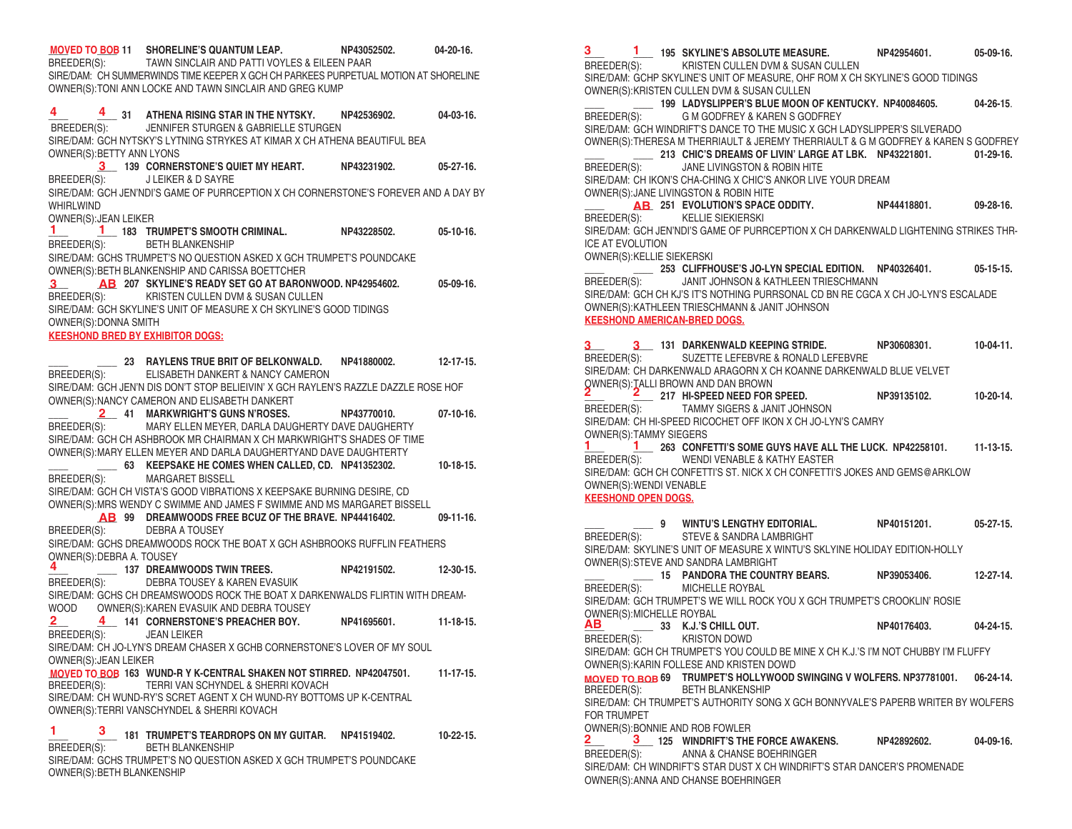**MOVED TO BOB** 11 **SHORELINE'S QUANTUM LEAP.** NP43052502. 04-20-16.
BREEDER(S): TAWN SINCLAIR AND PATTI VOYLES & EILEEN PAAR
SIRE/DAM: CH SUMMERWINDS TIME KEEPER X GCH CH PARKEES PURPETUAL MOTION AT SHORELINE
OWNER(S):TONI ANN LOCKE AND TAWN SINCLAIR AND GREG KUMP

4 4 31 **ATHENA RISING STAR IN THE NYTSKY.** NP42536902. 04-03-16.
BREEDER(S): JENNIFER STURGEN & GABRIELLE STURGEN
SIRE/DAM: GCH NYTSKY'S LYTNING STRYKES AT KIMAR X CH ATHENA BEAUTIFUL BEA
OWNER(S):BETTY ANN LYONS

3 139 **CORNERSTONE'S QUIET MY HEART.** NP43231902. 05-27-16.
BREEDER(S): J LEIKER & D SAYRE
SIRE/DAM: GCH JEN'NDI'S GAME OF PURRCEPTION X CH CORNERSTONE'S FOREVER AND A DAY BY WHIRLWIND
OWNER(S):JEAN LEIKER

1 1 183 **TRUMPET'S SMOOTH CRIMINAL.** NP43228502. 05-10-16.
BREEDER(S): BETH BLANKENSHIP
SIRE/DAM: GCHS TRUMPET'S NO QUESTION ASKED X GCH TRUMPET'S POUNDCAKE
OWNER(S):BETH BLANKENSHIP AND CARISSA BOETTCHER

3 AB 207 **SKYLINE'S READY SET GO AT BARONWOOD.** NP42954602. 05-09-16.
BREEDER(S): KRISTEN CULLEN DVM & SUSAN CULLEN
SIRE/DAM: GCH SKYLINE'S UNIT OF MEASURE X CH SKYLINE'S GOOD TIDINGS
OWNER(S):DONNA SMITH

**KEESHOND BRED BY EXHIBITOR DOGS:**

23 **RAYLENS TRUE BRIT OF BELKONWALD.** NP41880002. 12-17-15.
BREEDER(S): ELISABETH DANKERT & NANCY CAMERON
SIRE/DAM: GCH JEN'N DIS DON'T STOP BELIEIVIN' X GCH RAYLEN'S RAZZLE DAZZLE ROSE HOF
OWNER(S):NANCY CAMERON AND ELISABETH DANKERT

2 41 **MARKWRIGHT'S GUNS N'ROSES.** NP43770010. 07-10-16.
BREEDER(S): MARY ELLEN MEYER, DARLA DAUGHERTY DAVE DAUGHERTY
SIRE/DAM: GCH CH ASHBROOK MR CHAIRMAN X CH MARKWRIGHT'S SHADES OF TIME
OWNER(S):MARY ELLEN MEYER AND DARLA DAUGHERTYAND DAVE DAUGHTERTY

63 **KEEPSAKE HE COMES WHEN CALLED, CD.** NP41352302. 10-18-15.
BREEDER(S): MARGARET BISSELL
SIRE/DAM: GCH CH VISTA'S GOOD VIBRATIONS X KEEPSAKE BURNING DESIRE, CD
OWNER(S):MRS WENDY C SWIMME AND JAMES F SWIMME AND MS MARGARET BISSELL

AB 99 **DREAMWOODS FREE BCUZ OF THE BRAVE.** NP44416402. 09-11-16.
BREEDER(S): DEBRA A TOUSEY
SIRE/DAM: GCHS DREAMWOODS ROCK THE BOAT X GCH ASHBROOKS RUFFLIN FEATHERS
OWNER(S):DEBRA A. TOUSEY

4 137 **DREAMWOODS TWIN TREES.** NP42191502. 12-30-15.
BREEDER(S): DEBRA TOUSEY & KAREN EVASUIK
SIRE/DAM: GCHS CH DREAMWOODS ROCK THE BOAT X DARKENWALDS FLIRTIN WITH DREAM-WOOD OWNER(S):KAREN EVASUIK AND DEBRA TOUSEY

2 4 141 **CORNERSTONE'S PREACHER BOY.** NP41695601. 11-18-15.
BREEDER(S): JEAN LEIKER
SIRE/DAM: CH JO-LYN'S DREAM CHASER X GCHB CORNERSTONE'S LOVER OF MY SOUL
OWNER(S):JEAN LEIKER

**MOVED TO BOB** 163 **WUND-R Y K-CENTRAL SHAKEN NOT STIRRED.** NP42047501. 11-17-15.
BREEDER(S): TERRI VAN SCHYNDEL & SHERRI KOVACH
SIRE/DAM: CH WUND-RY'S SCRET AGENT X CH WUND-RY BOTTOMS UP K-CENTRAL
OWNER(S):TERRI VANSCHYNDEL & SHERRI KOVACH

1 3 181 **TRUMPET'S TEARDROPS ON MY GUITAR.** NP41519402. 10-22-15.
BREEDER(S): BETH BLANKENSHIP
SIRE/DAM: GCHS TRUMPET'S NO QUESTION ASKED X GCH TRUMPET'S POUNDCAKE
OWNER(S):BETH BLANKENSHIP

3 1 195 **SKYLINE'S ABSOLUTE MEASURE.** NP42954601. 05-09-16.
BREEDER(S): KRISTEN CULLEN DVM & SUSAN CULLEN
SIRE/DAM: GCHP SKYLINE'S UNIT OF MEASURE, OHF ROM X CH SKYLINE'S GOOD TIDINGS
OWNER(S):KRISTEN CULLEN DVM & SUSAN CULLEN

199 **LADYSLIPPER'S BLUE MOON OF KENTUCKY.** NP40084605. 04-26-15.
BREEDER(S): G M GODFREY & KAREN S GODFREY
SIRE/DAM: GCH WINDRIFT'S DANCE TO THE MUSIC X GCH LADYSLIPPER'S SILVERADO
OWNER(S):THERESA M THERRIAULT & JEREMY THERRIAULT & G M GODFREY & KAREN S GODFREY

213 **CHIC'S DREAMS OF LIVIN' LARGE AT LBK.** NP43221801. 01-29-16.
BREEDER(S): JANE LIVINGSTON & ROBIN HITE
SIRE/DAM: CH IKON'S CHA-CHING X CHIC'S ANKOR LIVE YOUR DREAM
OWNER(S):JANE LIVINGSTON & ROBIN HITE

AB 251 **EVOLUTION'S SPACE ODDITY.** NP44418801. 09-28-16.
BREEDER(S): KELLIE SIEKIERSKI
SIRE/DAM: GCH JEN'NDI'S GAME OF PURRCEPTION X CH DARKENWALD LIGHTENING STRIKES THRICE AT EVOLUTION
OWNER(S):KELLIE SIEKERSKI

253 **CLIFFHOUSE'S JO-LYN SPECIAL EDITION.** NP40326401. 05-15-15.
BREEDER(S): JANIT JOHNSON & KATHLEEN TRIESCHMANN
SIRE/DAM: GCH CH KJ'S IT'S NOTHING PURRSONAL CD BN RE CGCA X CH JO-LYN'S ESCALADE
OWNER(S):KATHLEEN TRIESCHMANN & JANIT JOHNSON

**KEESHOND AMERICAN-BRED DOGS.**

3 3 131 **DARKENWALD KEEPING STRIDE.** NP30608301. 10-04-11.
BREEDER(S): SUZETTE LEFEBVRE & RONALD LEFEBVRE
SIRE/DAM: CH DARKENWALD ARAGORN X CH KOANNE DARKENWALD BLUE VELVET
OWNER(S):TALLI BROWN AND DAN BROWN

2 2 217 **HI-SPEED NEED FOR SPEED.** NP39135102. 10-20-14.
BREEDER(S): TAMMY SIGERS & JANIT JOHNSON
SIRE/DAM: CH HI-SPEED RICOCHET OFF IKON X CH JO-LYN'S CAMRY
OWNER(S):TAMMY SIEGERS

1 1 263 **CONFETTI'S SOME GUYS HAVE ALL THE LUCK.** NP42258101. 11-13-15.
BREEDER(S): WENDI VENABLE & KATHY EASTER
SIRE/DAM: GCH CH CONFETTI'S ST. NICK X CH CONFETTI'S JOKES AND GEMS@ARKLOW
OWNER(S):WENDI VENABLE

**KEESHOND OPEN DOGS.**

9 **WINTU'S LENGTHY EDITORIAL.** NP40151201. 05-27-15.
BREEDER(S): STEVE & SANDRA LAMBRIGHT
SIRE/DAM: SKYLINE'S UNIT OF MEASURE X WINTU'S SKLYINE HOLIDAY EDITION-HOLLY
OWNER(S):STEVE AND SANDRA LAMBRIGHT

15 **PANDORA THE COUNTRY BEARS.** NP39053406. 12-27-14.
BREEDER(S): MICHELLE ROYBAL
SIRE/DAM: GCH TRUMPET'S WE WILL ROCK YOU X GCH TRUMPET'S CROOKLIN' ROSIE
OWNER(S):MICHELLE ROYBAL

AB 33 **K.J.'S CHILL OUT.** NP40176403. 04-24-15.
BREEDER(S): KRISTON DOWD
SIRE/DAM: GCH CH TRUMPET'S YOU COULD BE MINE X CH K.J.'S I'M NOT CHUBBY I'M FLUFFY
OWNER(S):KARIN FOLLESE AND KRISTEN DOWD

**MOVED TO BOB** 69 **TRUMPET'S HOLLYWOOD SWINGING V WOLFERS.** NP37781001. 06-24-14.
BREEDER(S): BETH BLANKENSHIP
SIRE/DAM: CH TRUMPET'S AUTHORITY SONG X GCH BONNYVALE'S PAPERB WRITER BY WOLFERS FOR TRUMPET
OWNER(S):BONNIE AND ROB FOWLER

2 3 125 **WINDRIFT'S THE FORCE AWAKENS.** NP42892602. 04-09-16.
BREEDER(S): ANNA & CHANSE BOEHRINGER
SIRE/DAM: CH WINDRIFT'S STAR DUST X CH WINDRIFT'S STAR DANCER'S PROMENADE
OWNER(S):ANNA AND CHANSE BOEHRINGER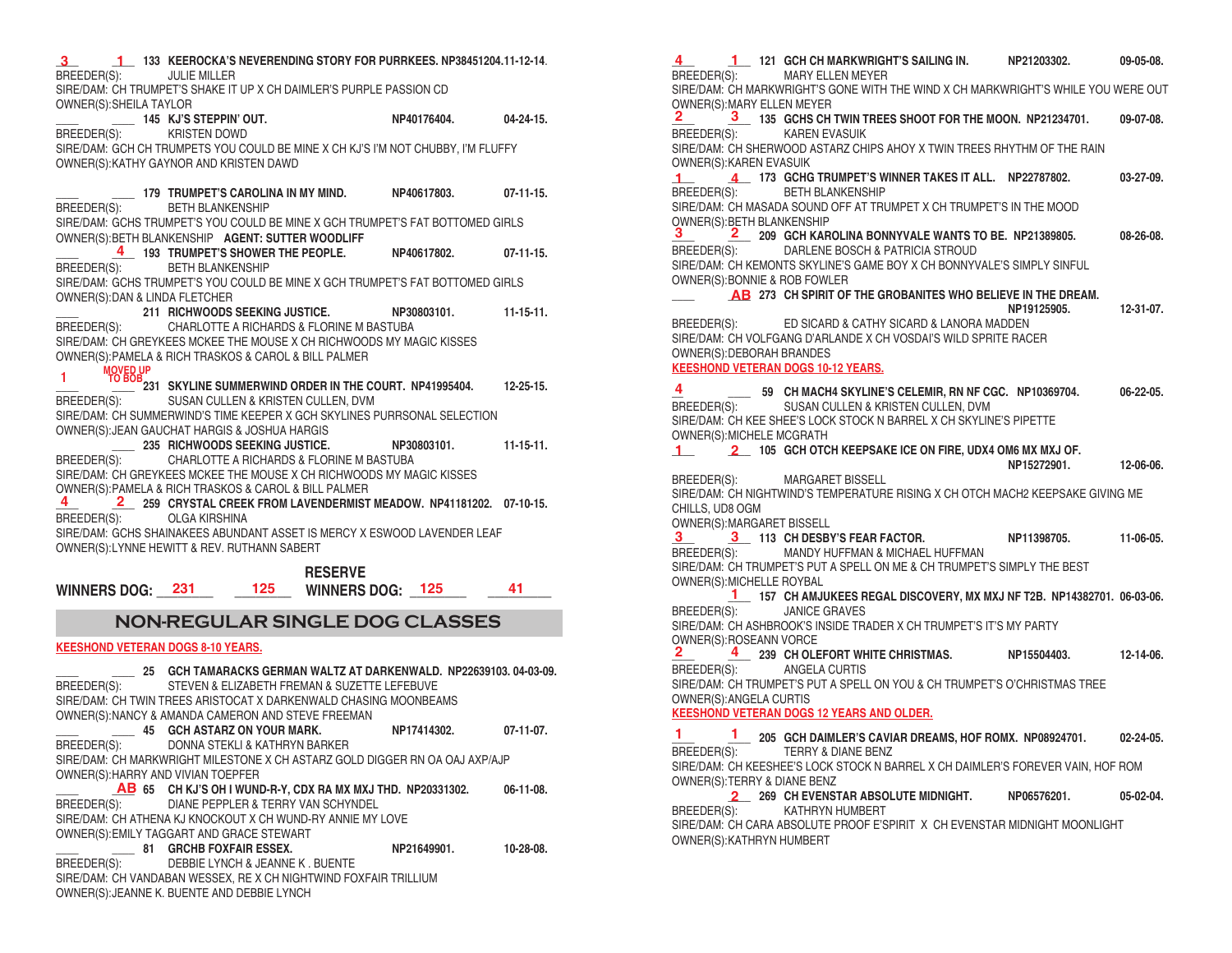**3** **1** 133 KEEROCKA'S NEVERENDING STORY FOR PURRKEES. NP38451204.11-12-14.
BREEDER(S): JULIE MILLER
SIRE/DAM: CH TRUMPET'S SHAKE IT UP X CH DAIMLER'S PURPLE PASSION CD
OWNER(S):SHEILA TAYLOR

___ ___ 145 KJ'S STEPPIN' OUT. NP40176404. 04-24-15.
BREEDER(S): KRISTEN DOWD
SIRE/DAM: GCH CH TRUMPETS YOU COULD BE MINE X CH KJ'S I'M NOT CHUBBY, I'M FLUFFY
OWNER(S):KATHY GAYNOR AND KRISTEN DAWD

___ ___ 179 TRUMPET'S CAROLINA IN MY MIND. NP40617803. 07-11-15.
BREEDER(S): BETH BLANKENSHIP
SIRE/DAM: GCHS TRUMPET'S YOU COULD BE MINE X GCH TRUMPET'S FAT BOTTOMED GIRLS
OWNER(S):BETH BLANKENSHIP **AGENT: SUTTER WOODLIFF**

___ **4** 193 TRUMPET'S SHOWER THE PEOPLE. NP40617802. 07-11-15.
BREEDER(S): BETH BLANKENSHIP
SIRE/DAM: GCHS TRUMPET'S YOU COULD BE MINE X GCH TRUMPET'S FAT BOTTOMED GIRLS
OWNER(S):DAN & LINDA FLETCHER

___ ___ 211 RICHWOODS SEEKING JUSTICE. NP30803101. 11-15-11.
BREEDER(S): CHARLOTTE A RICHARDS & FLORINE M BASTUBA
SIRE/DAM: CH GREYKEES MCKEE THE MOUSE X CH RICHWOODS MY MAGIC KISSES
OWNER(S):PAMELA & RICH TRASKOS & CAROL & BILL PALMER

**1** **MOVED UP TO BOB** 231 SKYLINE SUMMERWIND ORDER IN THE COURT. NP41995404. 12-25-15.
BREEDER(S): SUSAN CULLEN & KRISTEN CULLEN, DVM
SIRE/DAM: CH SUMMERWIND'S TIME KEEPER X GCH SKYLINES PURRSONAL SELECTION
OWNER(S):JEAN GAUCHAT HARGIS & JOSHUA HARGIS

___ ___ 235 RICHWOODS SEEKING JUSTICE. NP30803101. 11-15-11.
BREEDER(S): CHARLOTTE A RICHARDS & FLORINE M BASTUBA
SIRE/DAM: CH GREYKEES MCKEE THE MOUSE X CH RICHWOODS MY MAGIC KISSES
OWNER(S):PAMELA & RICH TRASKOS & CAROL & BILL PALMER

**4** **2** 259 CRYSTAL CREEK FROM LAVENDERMIST MEADOW. NP41181202. 07-10-15.
BREEDER(S): OLGA KIRSHINA
SIRE/DAM: GCHS SHAINAKEES ABUNDANT ASSET IS MERCY X ESWOOD LAVENDER LEAF
OWNER(S):LYNNE HEWITT & REV. RUTHANN SABERT

**WINNERS DOG:** 231 125 **RESERVE WINNERS DOG:** 125 41

## NON-REGULAR SINGLE DOG CLASSES

**KEESHOND VETERAN DOGS 8-10 YEARS.**

___ ___ 25 GCH TAMARACKS GERMAN WALTZ AT DARKENWALD. NP22639103. 04-03-09.
BREEDER(S): STEVEN & ELIZABETH FREMAN & SUZETTE LEFEBUVE
SIRE/DAM: CH TWIN TREES ARISTOCAT X DARKENWALD CHASING MOONBEAMS
OWNER(S):NANCY & AMANDA CAMERON AND STEVE FREEMAN

___ ___ 45 GCH ASTARZ ON YOUR MARK. NP17414302. 07-11-07.
BREEDER(S): DONNA STEKLI & KATHRYN BARKER
SIRE/DAM: CH MARKWRIGHT MILESTONE X CH ASTARZ GOLD DIGGER RN OA OAJ AXP/AJP
OWNER(S):HARRY AND VIVIAN TOEPFER

___ **AB** 65 CH KJ'S OH I WUND-R-Y, CDX RA MX MXJ THD. NP20331302. 06-11-08.
BREEDER(S): DIANE PEPPLER & TERRY VAN SCHYNDEL
SIRE/DAM: CH ATHENA KJ KNOCKOUT X CH WUND-RY ANNIE MY LOVE
OWNER(S):EMILY TAGGART AND GRACE STEWART

___ ___ 81 GRCHB FOXFAIR ESSEX. NP21649901. 10-28-08.
BREEDER(S): DEBBIE LYNCH & JEANNE K . BUENTE
SIRE/DAM: CH VANDABAN WESSEX, RE X CH NIGHTWIND FOXFAIR TRILLIUM
OWNER(S):JEANNE K. BUENTE AND DEBBIE LYNCH

**4** **1** 121 GCH CH MARKWRIGHT'S SAILING IN. NP21203302. 09-05-08.
BREEDER(S): MARY ELLEN MEYER
SIRE/DAM: CH MARKWRIGHT'S GONE WITH THE WIND X CH MARKWRIGHT'S WHILE YOU WERE OUT
OWNER(S):MARY ELLEN MEYER

**2** **3** 135 GCHS CH TWIN TREES SHOOT FOR THE MOON. NP21234701. 09-07-08.
BREEDER(S): KAREN EVASUIK
SIRE/DAM: CH SHERWOOD ASTARZ CHIPS AHOY X TWIN TREES RHYTHM OF THE RAIN
OWNER(S):KAREN EVASUIK

**1** **4** 173 GCHG TRUMPET'S WINNER TAKES IT ALL. NP22787802. 03-27-09.
BREEDER(S): BETH BLANKENSHIP
SIRE/DAM: CH MASADA SOUND OFF AT TRUMPET X CH TRUMPET'S IN THE MOOD
OWNER(S):BETH BLANKENSHIP

**3** **2** 209 GCH KAROLINA BONNYVALE WANTS TO BE. NP21389805. 08-26-08.
BREEDER(S): DARLENE BOSCH & PATRICIA STROUD
SIRE/DAM: CH KEMONTS SKYLINE'S GAME BOY X CH BONNYVALE'S SIMPLY SINFUL
OWNER(S):BONNIE & ROB FOWLER

___ **AB** 273 CH SPIRIT OF THE GROBANITES WHO BELIEVE IN THE DREAM. NP19125905. 12-31-07.
BREEDER(S): ED SICARD & CATHY SICARD & LANORA MADDEN
SIRE/DAM: CH VOLFGANG D'ARLANDE X CH VOSDAI'S WILD SPRITE RACER
OWNER(S):DEBORAH BRANDES

**KEESHOND VETERAN DOGS 10-12 YEARS.**

**4** ___ 59 CH MACH4 SKYLINE'S CELEMIR, RN NF CGC. NP10369704. 06-22-05.
BREEDER(S): SUSAN CULLEN & KRISTEN CULLEN, DVM
SIRE/DAM: CH KEE SHEE'S LOCK STOCK N BARREL X CH SKYLINE'S PIPETTE
OWNER(S):MICHELE MCGRATH

**1** **2** 105 GCH OTCH KEEPSAKE ICE ON FIRE, UDX4 OM6 MX MXJ OF. NP15272901. 12-06-06.
BREEDER(S): MARGARET BISSELL
SIRE/DAM: CH NIGHTWIND'S TEMPERATURE RISING X CH OTCH MACH2 KEEPSAKE GIVING ME CHILLS, UD8 OGM
OWNER(S):MARGARET BISSELL

**3** **3** 113 CH DESBY'S FEAR FACTOR. NP11398705. 11-06-05.
BREEDER(S): MANDY HUFFMAN & MICHAEL HUFFMAN
SIRE/DAM: CH TRUMPET'S PUT A SPELL ON ME & CH TRUMPET'S SIMPLY THE BEST
OWNER(S):MICHELLE ROYBAL

___ **1** 157 CH AMJUKEES REGAL DISCOVERY, MX MXJ NF T2B. NP14382701. 06-03-06.
BREEDER(S): JANICE GRAVES
SIRE/DAM: CH ASHBROOK'S INSIDE TRADER X CH TRUMPET'S IT'S MY PARTY
OWNER(S):ROSEANN VORCE

**2** **4** 239 CH OLEFORT WHITE CHRISTMAS. NP15504403. 12-14-06.
BREEDER(S): ANGELA CURTIS
SIRE/DAM: CH TRUMPET'S PUT A SPELL ON YOU & CH TRUMPET'S O'CHRISTMAS TREE
OWNER(S):ANGELA CURTIS

**KEESHOND VETERAN DOGS 12 YEARS AND OLDER.**

**1** **1** 205 GCH DAIMLER'S CAVIAR DREAMS, HOF ROMX. NP08924701. 02-24-05.
BREEDER(S): TERRY & DIANE BENZ
SIRE/DAM: CH KEESHEE'S LOCK STOCK N BARREL X CH DAIMLER'S FOREVER VAIN, HOF ROM
OWNER(S):TERRY & DIANE BENZ

___ **2** 269 CH EVENSTAR ABSOLUTE MIDNIGHT. NP06576201. 05-02-04.
BREEDER(S): KATHRYN HUMBERT
SIRE/DAM: CH CARA ABSOLUTE PROOF E'SPIRIT X CH EVENSTAR MIDNIGHT MOONLIGHT
OWNER(S):KATHRYN HUMBERT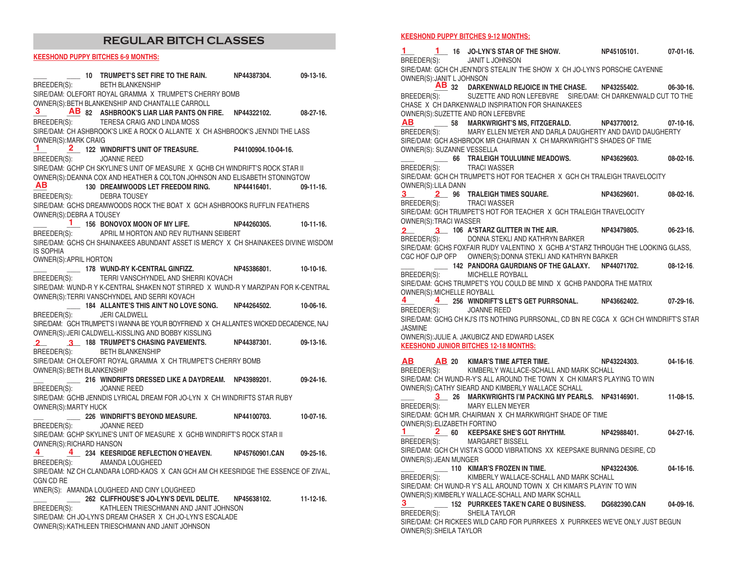# REGULAR BITCH CLASSES

**KEESHOND PUPPY BITCHES 6-9 MONTHS:**

___ ___ **10 TRUMPET'S SET FIRE TO THE RAIN. NP44387304. 09-13-16.**
BREEDER(S): BETH BLANKENSHIP
SIRE/DAM: OLEFORT ROYAL GRAMMA X TRUMPET'S CHERRY BOMB
OWNER(S):BETH BLANKENSHIP AND CHANTALLE CARROLL

3 AB **82 ASHBROOK'S LIAR LIAR PANTS ON FIRE. NP44322102. 08-27-16.**
BREEDER(S): TERESA CRAIG AND LINDA MOSS
SIRE/DAM: CH ASHBROOK'S LIKE A ROCK O ALLANTE X CH ASHBROOK'S JEN'NDI THE LASS
OWNER(S):MARK CRAIG

1 2 **122 WINDRIFT'S UNIT OF TREASURE. P44100904.10-04-16.**
BREEDER(S): JOANNE REED
SIRE/DAM: GCHP CH SKYLINE'S UNIT OF MEASURE X GCHB CH WINDRIFT'S ROCK STAR II
OWNER(S):DEANNA COX AND HEATHER & COLTON JOHNSON AND ELISABETH STONINGTOW

AB **130 DREAMWOODS LET FREEDOM RING. NP44416401. 09-11-16.**
BREEDER(S): DEBRA TOUSEY
SIRE/DAM: GCHS DREAMWOODS ROCK THE BOAT X GCH ASHBROOKS RUFFLIN FEATHERS
OWNER(S):DEBRA A TOUSEY

___ 1 **156 BONOVOX MOON OF MY LIFE. NP44260305. 10-11-16.**
BREEDER(S): APRIL M HORTON AND REV RUTHANN SEIBERT
SIRE/DAM: GCHS CH SHAINAKEES ABUNDANT ASSET IS MERCY X CH SHAINAKEES DIVINE WISDOM IS SOPHIA
OWNER(S):APRIL HORTON

___ ___ **178 WUND-RY K-CENTRAL GINFIZZ. NP45386801. 10-10-16.**
BREEDER(S): TERRI VANSCHYNDEL AND SHERRI KOVACH
SIRE/DAM: WUND-R Y K-CENTRAL SHAKEN NOT STIRRED X WUND-R Y MARZIPAN FOR K-CENTRAL
OWNER(S):TERRI VANSCHYNDEL AND SERRI KOVACH

___ **184 ALLANTE'S THIS AIN'T NO LOVE SONG. NP44264502. 10-06-16.**
BREEDER(S): JERI CALDWELL
SIRE/DAM: GCH TRUMPET'S I WANNA BE YOUR BOYFRIEND X CH ALLANTE'S WICKED DECADENCE, NAJ
OWNER(S):JERI CALDWELL-KISSLING AND BOBBY KISSLING

2 3 **188 TRUMPET'S CHASING PAVEMENTS. NP44387301. 09-13-16.**
BREEDER(S): BETH BLANKENSHIP
SIRE/DAM: CH OLEFORT ROYAL GRAMMA X CH TRUMPET'S CHERRY BOMB
OWNER(S):BETH BLANKENSHIP

___ ___ **216 WINDRIFTS DRESSED LIKE A DAYDREAM. NP43989201. 09-24-16.**
BREEDER(S): JOANNE REED
SIRE/DAM: GCHB JENNDIS LYRICAL DREAM FOR JO-LYN X CH WINDRIFTS STAR RUBY
OWNER(S):MARTY HUCK

___ ___ **226 WINDRIFT'S BEYOND MEASURE. NP44100703. 10-07-16.**
BREEDER(S): JOANNE REED
SIRE/DAM: GCHP SKYLINE'S UNIT OF MEASURE X GCHB WINDRIFT'S ROCK STAR II
OWNER(S):RICHARD HANSON

4 4 **234 KEESRIDGE REFLECTION O'HEAVEN. NP45760901.CAN 09-25-16.**
BREEDER(S): AMANDA LOUGHEED
SIRE/DAM: NZ CH CLANDARA LORD-KAOS X CAN GCH AM CH KEESRIDGE THE ESSENCE OF ZIVAL, CGN CD RE
WNER(S): AMANDA LOUGHEED AND CINY LOUGHEED

___ ___ **262 CLIFFHOUSE'S JO-LYN'S DEVIL DELITE. NP45638102. 11-12-16.**
BREEDER(S): KATHLEEN TRIESCHMANN AND JANIT JOHNSON
SIRE/DAM: CH JO-LYN'S DREAM CHASER X CH JO-LYN'S ESCALADE
OWNER(S):KATHLEEN TRIESCHMANN AND JANIT JOHNSON

**KEESHOND PUPPY BITCHES 9-12 MONTHS:**

1 1 **16 JO-LYN'S STAR OF THE SHOW. NP45105101. 07-01-16.**
BREEDER(S): JANIT L JOHNSON
SIRE/DAM: GCH CH JEN'NDI'S STEALIN' THE SHOW X CH JO-LYN'S PORSCHE CAYENNE
OWNER(S):JANIT L JOHNSON

AB **32 DARKENWALD REJOICE IN THE CHASE. NP43255402. 06-30-16.**
BREEDER(S): SUZETTE AND RON LEFEBVRE SIRE/DAM: CH DARKENWALD CUT TO THE CHASE X CH DARKENWALD INSPIRATION FOR SHAINAKEES
OWNER(S):SUZETTE AND RON LEFEBVRE

AB ___ **58 MARKWRIGHT'S MS, FITZGERALD. NP43770012. 07-10-16.**
BREEDER(S): MARY ELLEN MEYER AND DARLA DAUGHERTY AND DAVID DAUGHERTY
SIRE/DAM: GCH ASHBROOK MR CHAIRMAN X CH MARKWRIGHT'S SHADES OF TIME
OWNER(S): SUZANNE VESSELLA

___ ___ **66 TRALEIGH TOULUMNE MEADOWS. NP43629603. 08-02-16.**
BREEDER(S): TRACI WASSER
SIRE/DAM: GCH CH TRUMPET'S HOT FOR TEACHER X GCH CH TRALEIGH TRAVELOCITY
OWNER(S):LILA DANN

3 2 **96 TRALEIGH TIMES SQUARE. NP43629601. 08-02-16.**
BREEDER(S): TRACI WASSER
SIRE/DAM: GCH TRUMPET'S HOT FOR TEACHER X GCH TRALEIGH TRAVELOCITY
OWNER(S):TRACI WASSER

2 3 **106 A*STARZ GLITTER IN THE AIR. NP43479805. 06-23-16.**
BREEDER(S): DONNA STEKLI AND KATHRYN BARKER
SIRE/DAM: GCHS FOXFAIR RUDY VALENTINO X GCHB A*STARZ THROUGH THE LOOKING GLASS, CGC HOF OJP OFP OWNER(S):DONNA STEKLI AND KATHRYN BARKER

___ ___ **142 PANDORA GAURDIANS OF THE GALAXY. NP44071702. 08-12-16.**
BREEDER(S): MICHELLE ROYBALL
SIRE/DAM: GCHS TRUMPET'S YOU COULD BE MIND X GCHB PANDORA THE MATRIX
OWNER(S):MICHELLE ROYBALL

4 4 **256 WINDRIFT'S LET'S GET PURRSONAL. NP43662402. 07-29-16.**
BREEDER(S): JOANNE REED
SIRE/DAM: GCHG CH KJ'S ITS NOTHING PURRSONAL, CD BN RE CGCA X GCH CH WINDRIFT'S STAR JASMINE
OWNER(S):JULIE A. JAKUBICZ AND EDWARD LASEK

**KEESHOND JUNIOR BITCHES 12-18 MONTHS:**

AB AB **20 KIMAR'S TIME AFTER TIME. NP43224303. 04-16-16.**
BREEDER(S): KIMBERLY WALLACE-SCHALL AND MARK SCHALL
SIRE/DAM: CH WUND-R-Y'S ALL AROUND THE TOWN X CH KIMAR'S PLAYING TO WIN
OWNER(S):CATHY SIEARD AND KIMBERLY WALLACE SCHALL

___ 3 **26 MARKWRIGHTS I'M PACKING MY PEARLS. NP43146901. 11-08-15.**
BREEDER(S): MARY ELLEN MEYER
SIRE/DAM: GCH MR. CHAIRMAN X CH MARKWRIGHT SHADE OF TIME
OWNER(S):ELIZABETH FORTINO

1 2 **60 KEEPSAKE SHE'S GOT RHYTHM. NP42988401. 04-27-16.**
BREEDER(S): MARGARET BISSELL
SIRE/DAM: GCH CH VISTA'S GOOD VIBRATIONS XX KEEPSAKE BURNING DESIRE, CD
OWNER(S):JEAN MUNGER

___ ___ **110 KIMAR'S FROZEN IN TIME. NP43224306. 04-16-16.**
BREEDER(S): KIMBERLY WALLACE-SCHALL AND MARK SCHALL
SIRE/DAM: CH WUND-R Y'S ALL AROUND TOWN X CH KIMAR'S PLAYIN' TO WIN
OWNER(S):KIMBERLY WALLACE-SCHALL AND MARK SCHALL

3 ___ **152 PURRKEES TAKE'N CARE O BUSINESS. DG682390.CAN 04-09-16.**
BREEDER(S): SHEILA TAYLOR
SIRE/DAM: CH RICKEES WILD CARD FOR PURRKEES X PURRKEES WE'VE ONLY JUST BEGUN
OWNER(S):SHEILA TAYLOR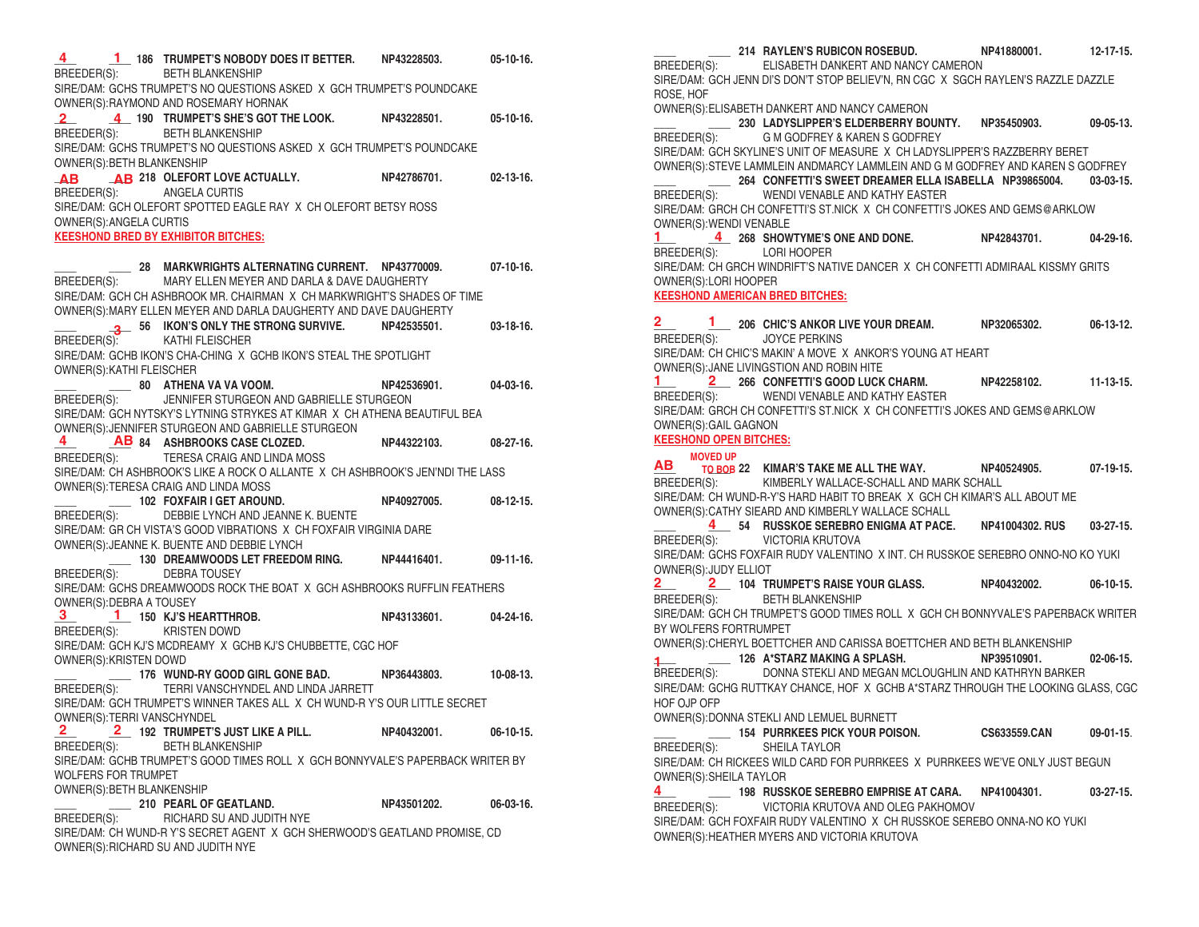4 1 186 **TRUMPET'S NOBODY DOES IT BETTER.** NP43228503. 05-10-16.
BREEDER(S): BETH BLANKENSHIP
SIRE/DAM: GCHS TRUMPET'S NO QUESTIONS ASKED X GCH TRUMPET'S POUNDCAKE
OWNER(S):RAYMOND AND ROSEMARY HORNAK

2 4 190 **TRUMPET'S SHE'S GOT THE LOOK.** NP43228501. 05-10-16.
BREEDER(S): BETH BLANKENSHIP
SIRE/DAM: GCHS TRUMPET'S NO QUESTIONS ASKED X GCH TRUMPET'S POUNDCAKE
OWNER(S):BETH BLANKENSHIP

AB AB 218 **OLEFORT LOVE ACTUALLY.** NP42786701. 02-13-16.
BREEDER(S): ANGELA CURTIS
SIRE/DAM: GCH OLEFORT SPOTTED EAGLE RAY X CH OLEFORT BETSY ROSS
OWNER(S):ANGELA CURTIS

## KEESHOND BRED BY EXHIBITOR BITCHES:

28 **MARKWRIGHTS ALTERNATING CURRENT.** NP43770009. 07-10-16.
BREEDER(S): MARY ELLEN MEYER AND DARLA & DAVE DAUGHERTY
SIRE/DAM: GCH CH ASHBROOK MR. CHAIRMAN X CH MARKWRIGHT'S SHADES OF TIME
OWNER(S):MARY ELLEN MEYER AND DARLA DAUGHERTY AND DAVE DAUGHERTY

3 56 **IKON'S ONLY THE STRONG SURVIVE.** NP42535501. 03-18-16.
BREEDER(S): KATHI FLEISCHER
SIRE/DAM: GCHB IKON'S CHA-CHING X GCHB IKON'S STEAL THE SPOTLIGHT
OWNER(S):KATHI FLEISCHER

80 **ATHENA VA VA VOOM.** NP42536901. 04-03-16.
BREEDER(S): JENNIFER STURGEON AND GABRIELLE STURGEON
SIRE/DAM: GCH NYTSKY'S LYTNING STRYKES AT KIMAR X CH ATHENA BEAUTIFUL BEA
OWNER(S):JENNIFER STURGEON AND GABRIELLE STURGEON

4 AB 84 **ASHBROOKS CASE CLOZED.** NP44322103. 08-27-16.
BREEDER(S): TERESA CRAIG AND LINDA MOSS
SIRE/DAM: CH ASHBROOK'S LIKE A ROCK O ALLANTE X CH ASHBROOK'S JEN'NDI THE LASS
OWNER(S):TERESA CRAIG AND LINDA MOSS

102 **FOXFAIR I GET AROUND.** NP40927005. 08-12-15.
BREEDER(S): DEBBIE LYNCH AND JEANNE K. BUENTE
SIRE/DAM: GR CH VISTA'S GOOD VIBRATIONS X CH FOXFAIR VIRGINIA DARE
OWNER(S):JEANNE K. BUENTE AND DEBBIE LYNCH

130 **DREAMWOODS LET FREEDOM RING.** NP44416401. 09-11-16.
BREEDER(S): DEBRA TOUSEY
SIRE/DAM: GCHS DREAMWOODS ROCK THE BOAT X GCH ASHBROOKS RUFFLIN FEATHERS
OWNER(S):DEBRA A TOUSEY

3 1 150 **KJ'S HEARTTHROB.** NP43133601. 04-24-16.
BREEDER(S): KRISTEN DOWD
SIRE/DAM: GCH KJ'S MCDREAMY X GCHB KJ'S CHUBBETTE, CGC HOF
OWNER(S):KRISTEN DOWD

176 **WUND-RY GOOD GIRL GONE BAD.** NP36443803. 10-08-13.
BREEDER(S): TERRI VANSCHYNDEL AND LINDA JARRETT
SIRE/DAM: GCH TRUMPET'S WINNER TAKES ALL X CH WUND-R Y'S OUR LITTLE SECRET
OWNER(S):TERRI VANSCHYNDEL

2 2 192 **TRUMPET'S JUST LIKE A PILL.** NP40432001. 06-10-15.
BREEDER(S): BETH BLANKENSHIP
SIRE/DAM: GCHB TRUMPET'S GOOD TIMES ROLL X GCH BONNYVALE'S PAPERBACK WRITER BY WOLFERS FOR TRUMPET
OWNER(S):BETH BLANKENSHIP

210 **PEARL OF GEATLAND.** NP43501202. 06-03-16.
BREEDER(S): RICHARD SU AND JUDITH NYE
SIRE/DAM: CH WUND-R Y'S SECRET AGENT X GCH SHERWOOD'S GEATLAND PROMISE, CD
OWNER(S):RICHARD SU AND JUDITH NYE

214 **RAYLEN'S RUBICON ROSEBUD.** NP41880001. 12-17-15.
BREEDER(S): ELISABETH DANKERT AND NANCY CAMERON
SIRE/DAM: GCH JENN DI'S DON'T STOP BELIEV'N, RN CGC X SGCH RAYLEN'S RAZZLE DAZZLE ROSE, HOF
OWNER(S):ELISABETH DANKERT AND NANCY CAMERON

230 **LADYSLIPPER'S ELDERBERRY BOUNTY.** NP35450903. 09-05-13.
BREEDER(S): G M GODFREY & KAREN S GODFREY
SIRE/DAM: GCH SKYLINE'S UNIT OF MEASURE X CH LADYSLIPPER'S RAZZBERRY BERET
OWNER(S):STEVE LAMMLEIN ANDMARCY LAMMLEIN AND G M GODFREY AND KAREN S GODFREY

264 **CONFETTI'S SWEET DREAMER ELLA ISABELLA** NP39865004. 03-03-15.
BREEDER(S): WENDI VENABLE AND KATHY EASTER
SIRE/DAM: GRCH CH CONFETTI'S ST.NICK X CH CONFETTI'S JOKES AND GEMS@ARKLOW
OWNER(S):WENDI VENABLE

1 4 268 **SHOWTYME'S ONE AND DONE.** NP42843701. 04-29-16.
BREEDER(S): LORI HOOPER
SIRE/DAM: CH GRCH WINDRIFT'S NATIVE DANCER X CH CONFETTI ADMIRAAL KISSMY GRITS
OWNER(S):LORI HOOPER

## KEESHOND AMERICAN BRED BITCHES:

2 1 206 **CHIC'S ANKOR LIVE YOUR DREAM.** NP32065302. 06-13-12.
BREEDER(S): JOYCE PERKINS
SIRE/DAM: CH CHIC'S MAKIN' A MOVE X ANKOR'S YOUNG AT HEART
OWNER(S):JANE LIVINGSTION AND ROBIN HITE

1 2 266 **CONFETTI'S GOOD LUCK CHARM.** NP42258102. 11-13-15.
BREEDER(S): WENDI VENABLE AND KATHY EASTER
SIRE/DAM: GRCH CH CONFETTI'S ST.NICK X CH CONFETTI'S JOKES AND GEMS@ARKLOW
OWNER(S):GAIL GAGNON

## KEESHOND OPEN BITCHES:

AB MOVED UP TO BOB 22 **KIMAR'S TAKE ME ALL THE WAY.** NP40524905. 07-19-15.
BREEDER(S): KIMBERLY WALLACE-SCHALL AND MARK SCHALL
SIRE/DAM: CH WUND-R-Y'S HARD HABIT TO BREAK X GCH CH KIMAR'S ALL ABOUT ME
OWNER(S):CATHY SIEARD AND KIMBERLY WALLACE SCHALL

4 54 **RUSSKOE SEREBRO ENIGMA AT PACE.** NP41004302. RUS 03-27-15.
BREEDER(S): VICTORIA KRUTOVA
SIRE/DAM: GCHS FOXFAIR RUDY VALENTINO X INT. CH RUSSKOE SEREBRO ONNO-NO KO YUKI
OWNER(S):JUDY ELLIOT

2 2 104 **TRUMPET'S RAISE YOUR GLASS.** NP40432002. 06-10-15.
BREEDER(S): BETH BLANKENSHIP
SIRE/DAM: GCH CH TRUMPET'S GOOD TIMES ROLL X GCH CH BONNYVALE'S PAPERBACK WRITER BY WOLFERS FORTRUMPET
OWNER(S):CHERYL BOETTCHER AND CARISSA BOETTCHER AND BETH BLANKENSHIP

1 126 **A*STARZ MAKING A SPLASH.** NP39510901. 02-06-15.
BREEDER(S): DONNA STEKLI AND MEGAN MCLOUGHLIN AND KATHRYN BARKER
SIRE/DAM: GCHG RUTTKAY CHANCE, HOF X GCHB A*STARZ THROUGH THE LOOKING GLASS, CGC HOF OJP OFP
OWNER(S):DONNA STEKLI AND LEMUEL BURNETT

154 **PURRKEES PICK YOUR POISON.** CS633559.CAN 09-01-15.
BREEDER(S): SHEILA TAYLOR
SIRE/DAM: CH RICKEES WILD CARD FOR PURRKEES X PURRKEES WE'VE ONLY JUST BEGUN
OWNER(S):SHEILA TAYLOR

4 198 **RUSSKOE SEREBRO EMPRISE AT CARA.** NP41004301. 03-27-15.
BREEDER(S): VICTORIA KRUTOVA AND OLEG PAKHOMOV
SIRE/DAM: GCH FOXFAIR RUDY VALENTINO X CH RUSSKOE SEREBO ONNA-NO KO YUKI
OWNER(S):HEATHER MYERS AND VICTORIA KRUTOVA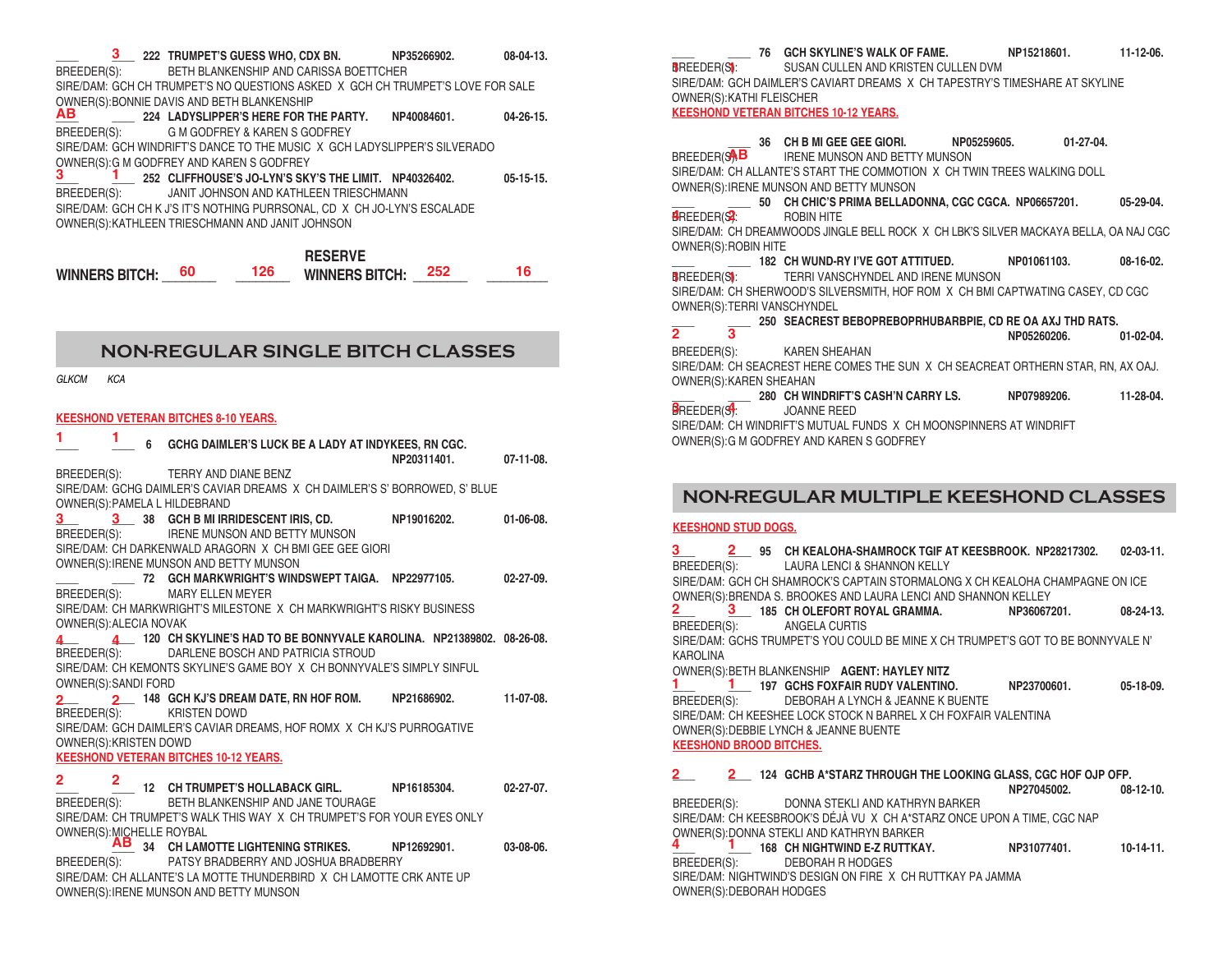3 222 **TRUMPET'S GUESS WHO, CDX BN.** NP35266902. 08-04-13.
BREEDER(S): BETH BLANKENSHIP AND CARISSA BOETTCHER
SIRE/DAM: GCH CH TRUMPET'S NO QUESTIONS ASKED X GCH CH TRUMPET'S LOVE FOR SALE
OWNER(S):BONNIE DAVIS AND BETH BLANKENSHIP

AB 224 **LADYSLIPPER'S HERE FOR THE PARTY.** NP40084601. 04-26-15.
BREEDER(S): G M GODFREY & KAREN S GODFREY
SIRE/DAM: GCH WINDRIFT'S DANCE TO THE MUSIC X GCH LADYSLIPPER'S SILVERADO
OWNER(S):G M GODFREY AND KAREN S GODFREY

3 1 252 **CLIFFHOUSE'S JO-LYN'S SKY'S THE LIMIT.** NP40326402. 05-15-15.
BREEDER(S): JANIT JOHNSON AND KATHLEEN TRIESCHMANN
SIRE/DAM: GCH CH K J'S IT'S NOTHING PURRSONAL, CD X CH JO-LYN'S ESCALADE
OWNER(S):KATHLEEN TRIESCHMANN AND JANIT JOHNSON

**WINNERS BITCH:** 60 126 **RESERVE WINNERS BITCH:** 252 16

## NON-REGULAR SINGLE BITCH CLASSES

*GLKCM KCA*

**KEESHOND VETERAN BITCHES 8-10 YEARS.**

1 1 6 **GCHG DAIMLER'S LUCK BE A LADY AT INDYKEES, RN CGC.** NP20311401. 07-11-08.
BREEDER(S): TERRY AND DIANE BENZ
SIRE/DAM: GCHG DAIMLER'S CAVIAR DREAMS X CH DAIMLER'S S' BORROWED, S' BLUE
OWNER(S):PAMELA L HILDEBRAND

3 3 38 **GCH B MI IRRIDESCENT IRIS, CD.** NP19016202. 01-06-08.
BREEDER(S): IRENE MUNSON AND BETTY MUNSON
SIRE/DAM: CH DARKENWALD ARAGORN X CH BMI GEE GEE GIORI
OWNER(S):IRENE MUNSON AND BETTY MUNSON

72 **GCH MARKWRIGHT'S WINDSWEPT TAIGA.** NP22977105. 02-27-09.
BREEDER(S): MARY ELLEN MEYER
SIRE/DAM: CH MARKWRIGHT'S MILESTONE X CH MARKWRIGHT'S RISKY BUSINESS
OWNER(S):ALECIA NOVAK

4 4 120 **CH SKYLINE'S HAD TO BE BONNYVALE KAROLINA.** NP21389802. 08-26-08.
BREEDER(S): DARLENE BOSCH AND PATRICIA STROUD
SIRE/DAM: CH KEMONTS SKYLINE'S GAME BOY X CH BONNYVALE'S SIMPLY SINFUL
OWNER(S):SANDI FORD

2 2 148 **GCH KJ'S DREAM DATE, RN HOF ROM.** NP21686902. 11-07-08.
BREEDER(S): KRISTEN DOWD
SIRE/DAM: GCH DAIMLER'S CAVIAR DREAMS, HOF ROMX X CH KJ'S PURROGATIVE
OWNER(S):KRISTEN DOWD

**KEESHOND VETERAN BITCHES 10-12 YEARS.**

2 2 12 **CH TRUMPET'S HOLLABACK GIRL.** NP16185304. 02-27-07.
BREEDER(S): BETH BLANKENSHIP AND JANE TOURAGE
SIRE/DAM: CH TRUMPET'S WALK THIS WAY X CH TRUMPET'S FOR YOUR EYES ONLY
OWNER(S):MICHELLE ROYBAL

AB 34 **CH LAMOTTE LIGHTENING STRIKES.** NP12692901. 03-08-06.
BREEDER(S): PATSY BRADBERRY AND JOSHUA BRADBERRY
SIRE/DAM: CH ALLANTE'S LA MOTTE THUNDERBIRD X CH LAMOTTE CRK ANTE UP
OWNER(S):IRENE MUNSON AND BETTY MUNSON

3 1 76 **GCH SKYLINE'S WALK OF FAME.** NP15218601. 11-12-06.
BREEDER(S): SUSAN CULLEN AND KRISTEN CULLEN DVM
SIRE/DAM: GCH DAIMLER'S CAVIART DREAMS X CH TAPESTRY'S TIMESHARE AT SKYLINE
OWNER(S):KATHI FLEISCHER

**KEESHOND VETERAN BITCHES 10-12 YEARS.**

AB 36 **CH B MI GEE GEE GIORI.** NP05259605. 01-27-04.
BREEDER(S): IRENE MUNSON AND BETTY MUNSON
SIRE/DAM: CH ALLANTE'S START THE COMMOTION X CH TWIN TREES WALKING DOLL
OWNER(S):IRENE MUNSON AND BETTY MUNSON

4 2 50 **CH CHIC'S PRIMA BELLADONNA, CGC CGCA.** NP06657201. 05-29-04.
BREEDER(S): ROBIN HITE
SIRE/DAM: CH DREAMWOODS JINGLE BELL ROCK X CH LBK'S SILVER MACKAYA BELLA, OA NAJ CGC
OWNER(S):ROBIN HITE

1 1 182 **CH WUND-RY I'VE GOT ATTITUED.** NP01061103. 08-16-02.
BREEDER(S): TERRI VANSCHYNDEL AND IRENE MUNSON
SIRE/DAM: CH SHERWOOD'S SILVERSMITH, HOF ROM X CH BMI CAPTWATING CASEY, CD CGC
OWNER(S):TERRI VANSCHYNDEL

2 3 250 **SEACREST BEBOPREBOPRHUBARBPIE, CD RE OA AXJ THD RATS.** NP05260206. 01-02-04.
BREEDER(S): KAREN SHEAHAN
SIRE/DAM: CH SEACREST HERE COMES THE SUN X CH SEACREAT ORTHERN STAR, RN, AX OAJ.
OWNER(S):KAREN SHEAHAN

3 4 280 **CH WINDRIFT'S CASH'N CARRY LS.** NP07989206. 11-28-04.
BREEDER(S): JOANNE REED
SIRE/DAM: CH WINDRIFT'S MUTUAL FUNDS X CH MOONSPINNERS AT WINDRIFT
OWNER(S):G M GODFREY AND KAREN S GODFREY

## NON-REGULAR MULTIPLE KEESHOND CLASSES

**KEESHOND STUD DOGS.**

3 2 95 **CH KEALOHA-SHAMROCK TGIF AT KEESBROOK.** NP28217302. 02-03-11.
BREEDER(S): LAURA LENCI & SHANNON KELLY
SIRE/DAM: GCH CH SHAMROCK'S CAPTAIN STORMALONG X CH KEALOHA CHAMPAGNE ON ICE
OWNER(S):BRENDA S. BROOKES AND LAURA LENCI AND SHANNON KELLEY

2 3 185 **CH OLEFORT ROYAL GRAMMA.** NP36067201. 08-24-13.
BREEDER(S): ANGELA CURTIS
SIRE/DAM: GCHS TRUMPET'S YOU COULD BE MINE X CH TRUMPET'S GOT TO BE BONNYVALE N' KAROLINA
OWNER(S):BETH BLANKENSHIP **AGENT: HAYLEY NITZ**

1 1 197 **GCHS FOXFAIR RUDY VALENTINO.** NP23700601. 05-18-09.
BREEDER(S): DEBORAH A LYNCH & JEANNE K BUENTE
SIRE/DAM: CH KEESHEE LOCK STOCK N BARREL X CH FOXFAIR VALENTINA
OWNER(S):DEBBIE LYNCH & JEANNE BUENTE

**KEESHOND BROOD BITCHES.**

2 2 124 **GCHB A*STARZ THROUGH THE LOOKING GLASS, CGC HOF OJP OFP.** NP27045002. 08-12-10.
BREEDER(S): DONNA STEKLI AND KATHRYN BARKER
SIRE/DAM: CH KEESBROOK'S DÉJÀ VU X CH A*STARZ ONCE UPON A TIME, CGC NAP
OWNER(S):DONNA STEKLI AND KATHRYN BARKER

4 1 168 **CH NIGHTWIND E-Z RUTTKAY.** NP31077401. 10-14-11.
BREEDER(S): DEBORAH R HODGES
SIRE/DAM: NIGHTWIND'S DESIGN ON FIRE X CH RUTTKAY PA JAMMA
OWNER(S):DEBORAH HODGES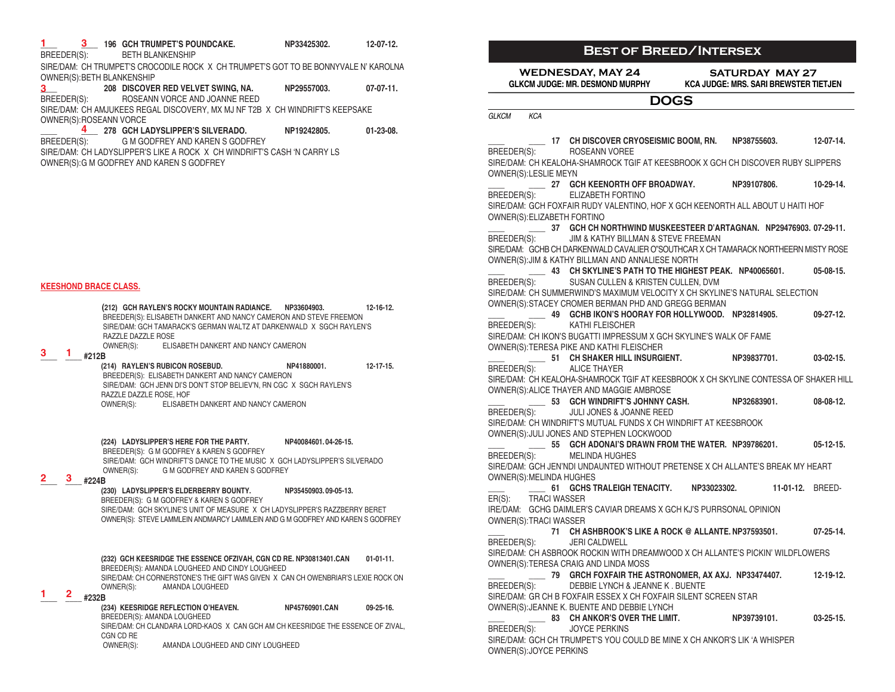1 3 **196 GCH TRUMPET'S POUNDCAKE.** NP33425302. 12-07-12.
BREEDER(S): BETH BLANKENSHIP
SIRE/DAM: CH TRUMPET'S CROCODILE ROCK X CH TRUMPET'S GOT TO BE BONNYVALE N' KAROLNA
OWNER(S):BETH BLANKENSHIP

3 **208 DISCOVER RED VELVET SWING, NA.** NP29557003. 07-07-11.
BREEDER(S): ROSEANN VORCE AND JOANNE REED
SIRE/DAM: CH AMJUKEES REGAL DISCOVERY, MX MJ NF T2B X CH WINDRIFT'S KEEPSAKE
OWNER(S):ROSEANN VORCE

4 **278 GCH LADYSLIPPER'S SILVERADO.** NP19242805. 01-23-08.
BREEDER(S): G M GODFREY AND KAREN S GODFREY
SIRE/DAM: CH LADYSLIPPER'S LIKE A ROCK X CH WINDRIFT'S CASH 'N CARRY LS
OWNER(S):G M GODFREY AND KAREN S GODFREY

## KEESHOND BRACE CLASS.

**(212) GCH RAYLEN'S ROCKY MOUNTAIN RADIANCE.** NP33604903. 12-16-12.
BREEDER(S): ELISABETH DANKERT AND NANCY CAMERON AND STEVE FREEMON
SIRE/DAM: GCH TAMARACK'S GERMAN WALTZ AT DARKENWALD X SGCH RAYLEN'S RAZZLE DAZZLE ROSE
OWNER(S): ELISABETH DANKERT AND NANCY CAMERON

3 1 #212B

**(214) RAYLEN'S RUBICON ROSEBUD.** NP41880001. 12-17-15.
BREEDER(S): ELISABETH DANKERT AND NANCY CAMERON
SIRE/DAM: GCH JENN DI'S DON'T STOP BELIEVE'N, RN CGC X SGCH RAYLEN'S RAZZLE DAZZLE ROSE, HOF
OWNER(S): ELISABETH DANKERT AND NANCY CAMERON

**(224) LADYSLIPPER'S HERE FOR THE PARTY.** NP40084601. 04-26-15.
BREEDER(S): G M GODFREY & KAREN S GODFREY
SIRE/DAM: GCH WINDRIFT'S DANCE TO THE MUSIC X GCH LADYSLIPPER'S SILVERADO
OWNER(S): G M GODFREY AND KAREN S GODFREY

2 3 #224B

**(230) LADYSLIPPER'S ELDERBERRY BOUNTY.** NP35450903. 09-05-13.
BREEDER(S): G M GODFREY & KAREN S GODFREY
SIRE/DAM: GCH SKYLINE'S UNIT OF MEASURE X CH LADYSLIPPER'S RAZZBERRY BERET
OWNER(S): STEVE LAMMLEIN ANDMARCY LAMMLEIN AND G M GODFREY AND KAREN S GODFREY

**(232) GCH KEESRIDGE THE ESSENCE OFZIVAH, CGN CD RE.** NP30813401.CAN 01-01-11.
BREEDER(S): AMANDA LOUGHEED AND CINDY LOUGHEED
SIRE/DAM: CH CORNERSTONE'S THE GIFT WAS GIVEN X CAN CH OWENBRIAR'S LEXIE ROCK ON
OWNER(S): AMANDA LOUGHEED

1 2 #232B

**(234) KEESRIDGE REFLECTION O'HEAVEN.** NP45760901.CAN 09-25-16.
BREEDER(S): AMANDA LOUGHEED
SIRE/DAM: CH CLANDARA LORD-KAOS X CAN GCH AM CH KEESRIDGE THE ESSENCE OF ZIVAL, CGN CD RE
OWNER(S): AMANDA LOUGHEED AND CINY LOUGHEED

# BEST OF BREED/INTERSEX

**WEDNESDAY, MAY 24** — GLKCM JUDGE: MR. DESMOND MURPHY
**SATURDAY MAY 27** — KCA JUDGE: MRS. SARI BREWSTER TIETJEN

## DOGS

*GLKCM KCA*

**17 CH DISCOVER CRYOSEISMIC BOOM, RN.** NP38755603. 12-07-14.
BREEDER(S): ROSEANN VOREE
SIRE/DAM: CH KEALOHA-SHAMROCK TGIF AT KEESBROOK X GCH CH DISCOVER RUBY SLIPPERS
OWNER(S):LESLIE MEYN

**27 GCH KEENORTH OFF BROADWAY.** NP39107806. 10-29-14.
BREEDER(S): ELIZABETH FORTINO
SIRE/DAM: GCH FOXFAIR RUDY VALENTINO, HOF X GCH KEENORTH ALL ABOUT U HAITI HOF
OWNER(S):ELIZABETH FORTINO

**37 GCH CH NORTHWIND MUSKEESTEER D'ARTAGNAN.** NP29476903. 07-29-11.
BREEDER(S): JIM & KATHY BILLMAN & STEVE FREEMAN
SIRE/DAM: GCHB CH DARKENWALD CAVALIER O"SOUTHCAR X CH TAMARACK NORTHEERN MISTY ROSE
OWNER(S):JIM & KATHY BILLMAN AND ANNALIESE NORTH

**43 CH SKYLINE'S PATH TO THE HIGHEST PEAK.** NP40065601. 05-08-15.
BREEDER(S): SUSAN CULLEN & KRISTEN CULLEN, DVM
SIRE/DAM: CH SUMMERWIND'S MAXIMUM VELOCITY X CH SKYLINE'S NATURAL SELECTION
OWNER(S):STACEY CROMER BERMAN PHD AND GREGG BERMAN

**49 GCHB IKON'S HOORAY FOR HOLLYWOOD.** NP32814905. 09-27-12.
BREEDER(S): KATHI FLEISCHER
SIRE/DAM: CH IKON'S BUGATTI IMPRESSUM X GCH SKYLINE'S WALK OF FAME
OWNER(S):TERESA PIKE AND KATHI FLEISCHER

**51 CH SHAKER HILL INSURGIENT.** NP39837701. 03-02-15.
BREEDER(S): ALICE THAYER
SIRE/DAM: CH KEALOHA-SHAMROCK TGIF AT KEESBROOK X CH SKYLINE CONTESSA OF SHAKER HILL
OWNER(S):ALICE THAYER AND MAGGIE AMBROSE

**53 GCH WINDRIFT'S JOHNNY CASH.** NP32683901. 08-08-12.
BREEDER(S): JULI JONES & JOANNE REED
SIRE/DAM: CH WINDRIFT'S MUTUAL FUNDS X CH WINDRIFT AT KEESBROOK
OWNER(S):JULI JONES AND STEPHEN LOCKWOOD

**55 GCH ADONAI'S DRAWN FROM THE WATER.** NP39786201. 05-12-15.
BREEDER(S): MELINDA HUGHES
SIRE/DAM: GCH JEN'NDI UNDAUNTED WITHOUT PRETENSE X CH ALLANTE'S BREAK MY HEART
OWNER(S):MELINDA HUGHES

**61 GCHS TRALEIGH TENACITY.** NP33023302. 11-01-12. BREED-ER(S): TRACI WASSER
IRE/DAM: GCHG DAIMLER'S CAVIAR DREAMS X GCH KJ'S PURRSONAL OPINION
OWNER(S):TRACI WASSER

**71 CH ASHBROOK'S LIKE A ROCK @ ALLANTE.** NP37593501. 07-25-14.
BREEDER(S): JERI CALDWELL
SIRE/DAM: CH ASBROOK ROCKIN WITH DREAMWOOD X CH ALLANTE'S PICKIN' WILDFLOWERS
OWNER(S):TERESA CRAIG AND LINDA MOSS

**79 GRCH FOXFAIR THE ASTRONOMER, AX AXJ.** NP33474407. 12-19-12.
BREEDER(S): DEBBIE LYNCH & JEANNE K . BUENTE
SIRE/DAM: GR CH B FOXFAIR ESSEX X CH FOXFAIR SILENT SCREEN STAR
OWNER(S):JEANNE K. BUENTE AND DEBBIE LYNCH

**83 CH ANKOR'S OVER THE LIMIT.** NP39739101. 03-25-15.
BREEDER(S): JOYCE PERKINS
SIRE/DAM: GCH CH TRUMPET'S YOU COULD BE MINE X CH ANKOR'S LIK 'A WHISPER
OWNER(S):JOYCE PERKINS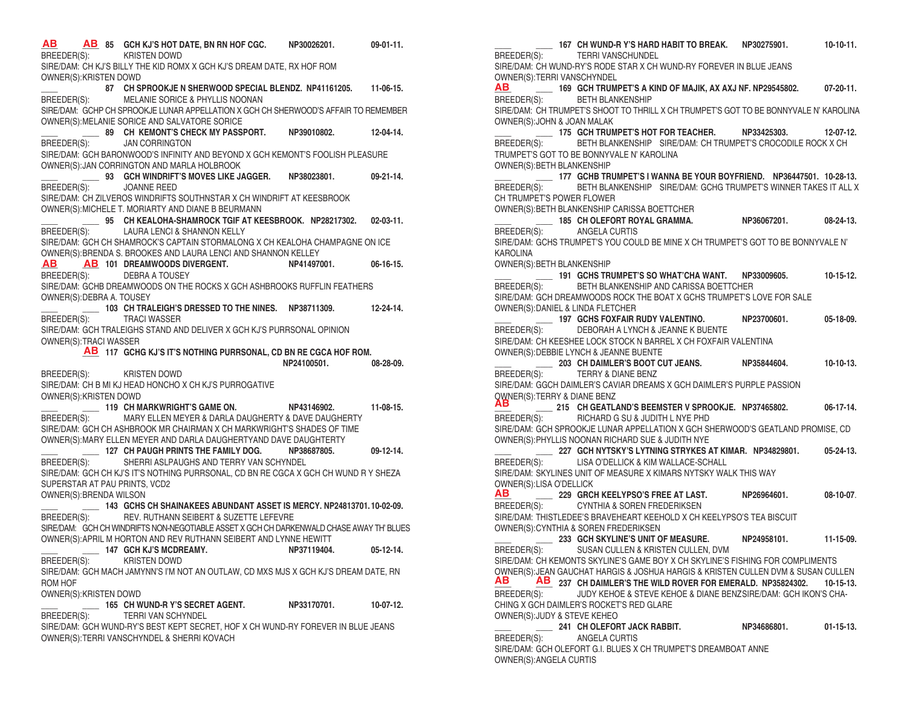AB AB 85 **GCH KJ'S HOT DATE, BN RN HOF CGC. NP30026201. 09-01-11.**
BREEDER(S): KRISTEN DOWD
SIRE/DAM: CH KJ'S BILLY THE KID ROMX X GCH KJ'S DREAM DATE, RX HOF ROM
OWNER(S):KRISTEN DOWD

____ 87 **CH SPROOKJE N SHERWOOD SPECIAL BLENDZ. NP41161205. 11-06-15.**
BREEDER(S): MELANIE SORICE & PHYLLIS NOONAN
SIRE/DAM: GCHP CH SPROOKJE LUNAR APPELLATION X GCH CH SHERWOOD'S AFFAIR TO REMEMBER
OWNER(S):MELANIE SORICE AND SALVATORE SORICE

____ ____ 89 **CH KEMONT'S CHECK MY PASSPORT. NP39010802. 12-04-14.**
BREEDER(S): JAN CORRINGTON
SIRE/DAM: GCH BARONWOOD'S INFINITY AND BEYOND X GCH KEMONT'S FOOLISH PLEASURE
OWNER(S):JAN CORRINGTON AND MARLA HOLBROOK

____ ____ 93 **GCH WINDRIFT'S MOVES LIKE JAGGER. NP38023801. 09-21-14.**
BREEDER(S): JOANNE REED
SIRE/DAM: CH ZILVEROS WINDRIFTS SOUTHNSTAR X CH WINDRIFT AT KEESBROOK
OWNER(S):MICHELE T. MORIARTY AND DIANE B BEURMANN

____ ____ 95 **CH KEALOHA-SHAMROCK TGIF AT KEESBROOK. NP28217302. 02-03-11.**
BREEDER(S): LAURA LENCI & SHANNON KELLY
SIRE/DAM: GCH CH SHAMROCK'S CAPTAIN STORMALONG X CH KEALOHA CHAMPAGNE ON ICE
OWNER(S):BRENDA S. BROOKES AND LAURA LENCI AND SHANNON KELLEY

AB AB 101 **DREAMWOODS DIVERGENT. NP41497001. 06-16-15.**
BREEDER(S): DEBRA A TOUSEY
SIRE/DAM: GCHB DREAMWOODS ON THE ROCKS X GCH ASHBROOKS RUFFLIN FEATHERS
OWNER(S):DEBRA A. TOUSEY

____ ____ 103 **CH TRALEIGH'S DRESSED TO THE NINES. NP38711309. 12-24-14.**
BREEDER(S): TRACI WASSER
SIRE/DAM: GCH TRALEIGHS STAND AND DELIVER X GCH KJ'S PURRSONAL OPINION
OWNER(S):TRACI WASSER

AB 117 **GCHG KJ'S IT'S NOTHING PURRSONAL, CD BN RE CGCA HOF ROM. NP24100501. 08-28-09.**
BREEDER(S): KRISTEN DOWD
SIRE/DAM: CH B MI KJ HEAD HONCHO X CH KJ'S PURROGATIVE
OWNER(S):KRISTEN DOWD

____ ____ 119 **CH MARKWRIGHT'S GAME ON. NP43146902. 11-08-15.**
BREEDER(S): MARY ELLEN MEYER & DARLA DAUGHERTY & DAVE DAUGHERTY
SIRE/DAM: GCH CH ASHBROOK MR CHAIRMAN X CH MARKWRIGHT'S SHADES OF TIME
OWNER(S):MARY ELLEN MEYER AND DARLA DAUGHERTYAND DAVE DAUGHERTY

____ ____ 127 **CH PAUGH PRINTS THE FAMILY DOG. NP38687805. 09-12-14.**
BREEDER(S): SHERRI ASLPAUGHS AND TERRY VAN SCHYNDEL
SIRE/DAM: GCH CH KJ'S IT'S NOTHING PURRSONAL, CD BN RE CGCA X GCH CH WUND R Y SHEZA SUPERSTAR AT PAU PRINTS, VCD2
OWNER(S):BRENDA WILSON

____ ____ 143 **GCHS CH SHAINAKEES ABUNDANT ASSET IS MERCY. NP24813701. 10-02-09.**
BREEDER(S): REV. RUTHANN SEIBERT & SUZETTE LEFEVRE
SIRE/DAM: GCH CH WINDRIFTS NON-NEGOTIABLE ASSET X GCH CH DARKENWALD CHASE AWAY TH' BLUES
OWNER(S):APRIL M HORTON AND REV RUTHANN SEIBERT AND LYNNE HEWITT

____ ____ 147 **GCH KJ'S MCDREAMY. NP37119404. 05-12-14.**
BREEDER(S): KRISTEN DOWD
SIRE/DAM: GCH MACH JAMYNN'S I'M NOT AN OUTLAW, CD MXS MJS X GCH KJ'S DREAM DATE, RN ROM HOF
OWNER(S):KRISTEN DOWD

____ ____ 165 **CH WUND-R Y'S SECRET AGENT. NP33170701. 10-07-12.**
BREEDER(S): TERRI VAN SCHYNDEL
SIRE/DAM: GCH WUND-RY'S BEST KEPT SECRET, HOF X CH WUND-RY FOREVER IN BLUE JEANS
OWNER(S):TERRI VANSCHYNDEL & SHERRI KOVACH

____ ____ 167 **CH WUND-R Y'S HARD HABIT TO BREAK. NP30275901. 10-10-11.**
BREEDER(S): TERRI VANSCHUNDEL
SIRE/DAM: CH WUND-RY'S RODE STAR X CH WUND-RY FOREVER IN BLUE JEANS
OWNER(S):TERRI VANSCHYNDEL

AB ____ 169 **GCH TRUMPET'S A KIND OF MAJIK, AX AXJ NF. NP29545802. 07-20-11.**
BREEDER(S): BETH BLANKENSHIP
SIRE/DAM: CH TRUMPET'S SHOOT TO THRILL X CH TRUMPET'S GOT TO BE BONNYVALE N' KAROLINA
OWNER(S):JOHN & JOAN MALAK

____ ____ 175 **GCH TRUMPET'S HOT FOR TEACHER. NP33425303. 12-07-12.**
BREEDER(S): BETH BLANKENSHIP SIRE/DAM: CH TRUMPET'S CROCODILE ROCK X CH TRUMPET'S GOT TO BE BONNYVALE N' KAROLINA
OWNER(S):BETH BLANKENSHIP

____ ____ 177 **GCHB TRUMPET'S I WANNA BE YOUR BOYFRIEND. NP36447501. 10-28-13.**
BREEDER(S): BETH BLANKENSHIP SIRE/DAM: GCHG TRUMPET'S WINNER TAKES IT ALL X CH TRUMPET'S POWER FLOWER
OWNER(S):BETH BLANKENSHIP CARISSA BOETTCHER

____ ____ 185 **CH OLEFORT ROYAL GRAMMA. NP36067201. 08-24-13.**
BREEDER(S): ANGELA CURTIS
SIRE/DAM: GCHS TRUMPET'S YOU COULD BE MINE X CH TRUMPET'S GOT TO BE BONNYVALE N' KAROLINA
OWNER(S):BETH BLANKENSHIP

____ ____ 191 **GCHS TRUMPET'S SO WHAT'CHA WANT. NP33009605. 10-15-12.**
BREEDER(S): BETH BLANKENSHIP AND CARISSA BOETTCHER
SIRE/DAM: GCH DREAMWOODS ROCK THE BOAT X GCHS TRUMPET'S LOVE FOR SALE
OWNER(S):DANIEL & LINDA FLETCHER

____ ____ 197 **GCHS FOXFAIR RUDY VALENTINO. NP23700601. 05-18-09.**
BREEDER(S): DEBORAH A LYNCH & JEANNE K BUENTE
SIRE/DAM: CH KEESHEE LOCK STOCK N BARREL X CH FOXFAIR VALENTINA
OWNER(S):DEBBIE LYNCH & JEANNE BUENTE

____ ____ 203 **CH DAIMLER'S BOOT CUT JEANS. NP35844604. 10-10-13.**
BREEDER(S): TERRY & DIANE BENZ
SIRE/DAM: GGCH DAIMLER'S CAVIAR DREAMS X GCH DAIMLER'S PURPLE PASSION
OWNER(S):TERRY & DIANE BENZ

AB ____ 215 **CH GEATLAND'S BEEMSTER V SPROOKJE. NP37465802. 06-17-14.**
BREEDER(S): RICHARD G SU & JUDITH L NYE PHD
SIRE/DAM: GCH SPROOKJE LUNAR APPELLATION X GCH SHERWOOD'S GEATLAND PROMISE, CD
OWNER(S):PHYLLIS NOONAN RICHARD SUE & JUDITH NYE

____ ____ 227 **GCH NYTSKY'S LYTNING STRYKES AT KIMAR. NP34829801. 05-24-13.**
BREEDER(S): LISA O'DELLICK & KIM WALLACE-SCHALL
SIRE/DAM: SKYLINES UNIT OF MEASURE X KIMARS NYTSKY WALK THIS WAY
OWNER(S):LISA O'DELLICK

AB ____ 229 **GRCH KEELYPSO'S FREE AT LAST. NP26964601. 08-10-07.**
BREEDER(S): CYNTHIA & SOREN FREDERIKSEN
SIRE/DAM: THISTLEDEE'S BRAVEHEART KEEHOLD X CH KEELYPSO'S TEA BISCUIT
OWNER(S):CYNTHIA & SOREN FREDERIKSEN

____ ____ 233 **GCH SKYLINE'S UNIT OF MEASURE. NP24958101. 11-15-09.**
BREEDER(S): SUSAN CULLEN & KRISTEN CULLEN, DVM
SIRE/DAM: CH KEMONTS SKYLINE'S GAME BOY X CH SKYLINE'S FISHING FOR COMPLIMENTS
OWNER(S):JEAN GAUCHAT HARGIS & JOSHUA HARGIS & KRISTEN CULLEN DVM & SUSAN CULLEN

AB AB 237 **CH DAIMLER'S THE WILD ROVER FOR EMERALD. NP35824302. 10-15-13.**
BREEDER(S): JUDY KEHOE & STEVE KEHOE & DIANE BENZSIRE/DAM: GCH IKON'S CHA-CHING X GCH DAIMLER'S ROCKET'S RED GLARE
OWNER(S):JUDY & STEVE KEHEO

____ ____ 241 **CH OLEFORT JACK RABBIT. NP34686801. 01-15-13.**
BREEDER(S): ANGELA CURTIS
SIRE/DAM: GCH OLEFORT G.I. BLUES X CH TRUMPET'S DREAMBOAT ANNE
OWNER(S):ANGELA CURTIS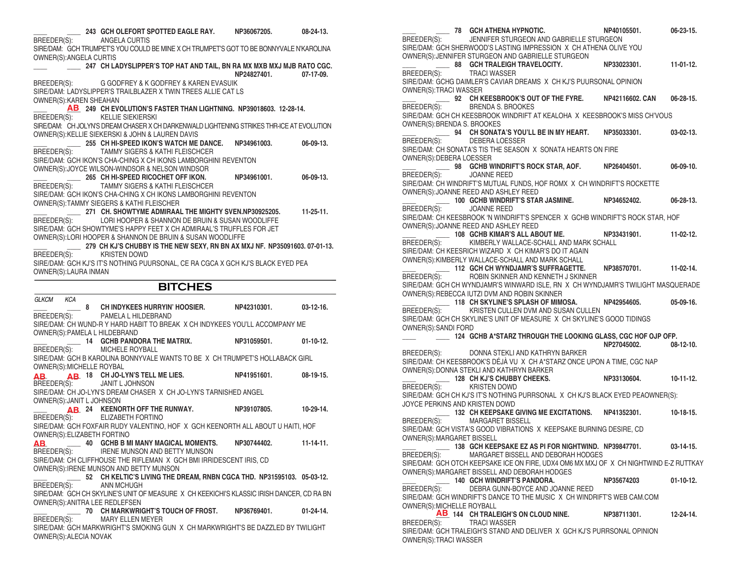____ ____ 243 **GCH OLEFORT SPOTTED EAGLE RAY.** NP36067205. 08-24-13.
BREEDER(S): ANGELA CURTIS
SIRE/DAM: GCH TRUMPET'S YOU COULD BE MINE X CH TRUMPET'S GOT TO BE BONNYVALE N'KAROLINA
OWNER(S):ANGELA CURTIS

____ ____ 247 **CH LADYSLIPPER'S TOP HAT AND TAIL, BN RA MX MXB MXJ MJB RATO CGC.** NP24827401. 07-17-09.
BREEDER(S): G GODFREY & K GODFREY & KAREN EVASUIK
SIRE/DAM: LADYSLIPPER'S TRAILBLAZER X TWIN TREES ALLIE CAT LS
OWNER(S):KAREN SHEAHAN

____ AB 249 **CH EVOLUTION'S FASTER THAN LIGHTNING.** NP39018603. 12-28-14.
BREEDER(S): KELLIE SIEKIERSKI
SIRE/DAM: CH JOLYN'S DREAM CHASER X CH DARKENWALD LIGHTENING STRIKES THR-ICE AT EVOLUTION
OWNER(S):KELLIE SIEKERSKI & JOHN & LAUREN DAVIS

____ ____ 255 **CH HI-SPEED IKON'S WATCH ME DANCE.** NP34961003. 06-09-13.
BREEDER(S): TAMMY SIGERS & KATHI FLEISCHCER
SIRE/DAM: GCH IKON'S CHA-CHING X CH IKONS LAMBORGHINI REVENTON
OWNER(S):JOYCE WILSON-WINDSOR & NELSON WINDSOR

____ ____ 265 **CH HI-SPEED RICOCHET OFF IKON.** NP34961001. 06-09-13.
BREEDER(S): TAMMY SIGERS & KATHI FLEISCHCER
SIRE/DAM: GCH IKON'S CHA-CHING X CH IKONS LAMBORGHINI REVENTON
OWNER(S):TAMMY SIEGERS & KATHI FLEISCHER

____ ____ 271 **CH. SHOWTYME ADMIRAAL THE MIGHTY SVEN.** NP30925205. 11-25-11.
BREEDER(S): LORI HOOPER & SHANNON DE BRUIN & SUSAN WOODLIFFE
SIRE/DAM: GCH SHOWTYME'S HAPPY FEET X CH ADMIRAAL'S TRUFFLES FOR JET
OWNER(S):LORI HOOPER & SHANNON DE BRUIN & SUSAN WOODLIFFE

____ ____ 279 **CH KJ'S CHUBBY IS THE NEW SEXY, RN BN AX MXJ NF.** NP35091603. 07-01-13.
BREEDER(S): KRISTEN DOWD
SIRE/DAM: GCH KJ'S IT'S NOTHING PUURSONAL, CE RA CGCA X GCH KJ'S BLACK EYED PEA
OWNER(S):LAURA INMAN

## BITCHES

*GLKCM KCA*

____ ____ 8 **CH INDYKEES HURRYIN' HOOSIER.** NP42310301. 03-12-16.
BREEDER(S): PAMELA L HILDEBRAND
SIRE/DAM: CH WUND-R Y HARD HABIT TO BREAK X CH INDYKEES YOU'LL ACCOMPANY ME
OWNER(S):PAMELA L HILDEBRAND

____ ____ 14 **GCHB PANDORA THE MATRIX.** NP31059501. 01-10-12.
BREEDER(S): MICHELE ROYBALL
SIRE/DAM: GCH B KAROLINA BONNYVALE WANTS TO BE X CH TRUMPET'S HOLLABACK GIRL
OWNER(S):MICHELLE ROYBAL

AB AB 18 **CH JO-LYN'S TELL ME LIES.** NP41951601. 08-19-15.
BREEDER(S): JANIT L JOHNSON
SIRE/DAM: CH JO-LYN'S DREAM CHASER X CH JO-LYN'S TARNISHED ANGEL
OWNER(S):JANIT L JOHNSON

____ AB 24 **KEENORTH OFF THE RUNWAY.** NP39107805. 10-29-14.
BREEDER(S): ELIZABETH FORTINO
SIRE/DAM: GCH FOXFAIR RUDY VALENTINO, HOF X GCH KEENORTH ALL ABOUT U HAITI, HOF
OWNER(S):ELIZABETH FORTINO

AB ____ 40 **GCHB B MI MANY MAGICAL MOMENTS.** NP30744402. 11-14-11.
BREEDER(S): IRENE MUNSON AND BETTY MUNSON
SIRE/DAM: CH CLIFFHOUSE THE RIFLEMAN X GCH BMI IRRIDESCENT IRIS, CD
OWNER(S):IRENE MUNSON AND BETTY MUNSON

____ ____ 52 **CH KELTIC'S LIVING THE DREAM, RNBN CGCA THD.** NP31595103. 05-03-12.
BREEDER(S): ANN MCHUGH
SIRE/DAM: GCH CH SKYLINE'S UNIT OF MEASURE X CH KEEKICHI'S KLASSIC IRISH DANCER, CD RA BN
OWNER(S):ANITRA LEE REDLEFSEN

____ ____ 70 **CH MARKWRIGHT'S TOUCH OF FROST.** NP36769401. 01-24-14.
BREEDER(S): MARY ELLEN MEYER
SIRE/DAM: GCH MARKWRIGHT'S SMOKING GUN X CH MARKWRIGHT'S BE DAZZLED BY TWILIGHT
OWNER(S):ALECIA NOVAK

____ ____ 78 **GCH ATHENA HYPNOTIC.** NP40105501. 06-23-15.
BREEDER(S): JENNIFER STURGEON AND GABRIELLE STURGEON
SIRE/DAM: GCH SHERWOOD'S LASTING IMPRESSION X CH ATHENA OLIVE YOU
OWNER(S):JENNIFER STURGEON AND GABRIELLE STURGEON

____ ____ 88 **GCH TRALEIGH TRAVELOCITY.** NP33023301. 11-01-12.
BREEDER(S): TRACI WASSER
SIRE/DAM: GCHG DAIMLER'S CAVIAR DREAMS X CH KJ'S PUURSONAL OPINION
OWNER(S):TRACI WASSER

____ ____ 92 **CH KEESBROOK'S OUT OF THE FYRE.** NP42116602. CAN 06-28-15.
BREEDER(S): BRENDA S. BROOKES
SIRE/DAM: GCH CH KEESBROOK WINDRIFT AT KEALOHA X KEESBROOK'S MISS CH'VOUS
OWNER(S):BRENDA S. BROOKES

____ ____ 94 **CH SONATA'S YOU'LL BE IN MY HEART.** NP35033301. 03-02-13.
BREEDER(S): DEBERA LOESSER
SIRE/DAM: CH SONATA'S TIS THE SEASON X SONATA HEARTS ON FIRE
OWNER(S):DEBERA LOESSER

____ ____ 98 **GCHB WINDRIFT'S ROCK STAR, AOF.** NP26404501. 06-09-10.
BREEDER(S): JOANNE REED
SIRE/DAM: CH WINDRIFT'S MUTUAL FUNDS, HOF ROMX X CH WINDRIFT'S ROCKETTE
OWNER(S):JOANNE REED AND ASHLEY REED

____ ____ 100 **GCHB WINDRIFT'S STAR JASMINE.** NP34652402. 06-28-13.
BREEDER(S): JOANNE REED
SIRE/DAM: CH KEESBROOK 'N WINDRIFT'S SPENCER X GCHB WINDRIFT'S ROCK STAR, HOF
OWNER(S):JOANNE REED AND ASHLEY REED

____ ____ 108 **GCHB KIMAR'S ALL ABOUT ME.** NP33431901. 11-02-12.
BREEDER(S): KIMBERLY WALLACE-SCHALL AND MARK SCHALL
SIRE/DAM: CH KEESRICH WIZARD X CH KIMAR'S DO IT AGAIN
OWNER(S):KIMBERLY WALLACE-SCHALL AND MARK SCHALL

____ ____ 112 **GCH CH WYNDJAMR'S SUFFRAGETTE.** NP38570701. 11-02-14.
BREEDER(S): ROBIN SKINNER AND KENNETH J SKINNER
SIRE/DAM: GCH CH WYNDJAMR'S WINWARD ISLE, RN X CH WYNDJAMR'S TWILIGHT MASQUERADE
OWNER(S):REBECCA IUTZI DVM AND ROBIN SKINNER

____ ____ 118 **CH SKYLINE'S SPLASH OF MIMOSA.** NP42954605. 05-09-16.
BREEDER(S): KRISTEN CULLEN DVM AND SUSAN CULLEN
SIRE/DAM: GCH CH SKYLINE'S UNIT OF MEASURE X CH SKYLINE'S GOOD TIDINGS
OWNER(S):SANDI FORD

____ ____ 124 **GCHB A*STARZ THROUGH THE LOOKING GLASS, CGC HOF OJP OFP.** NP27045002. 08-12-10.
BREEDER(S): DONNA STEKLI AND KATHRYN BARKER
SIRE/DAM: CH KEESBROOK'S DÉJÀ VU X CH A*STARZ ONCE UPON A TIME, CGC NAP
OWNER(S):DONNA STEKLI AND KATHRYN BARKER

____ ____ 128 **CH KJ'S CHUBBY CHEEKS.** NP33130604. 10-11-12.
BREEDER(S): KRISTEN DOWD
SIRE/DAM: GCH CH KJ'S IT'S NOTHING PURRSONAL X CH KJ'S BLACK EYED PEAOWNER(S): JOYCE PERKINS AND KRISTEN DOWD

____ ____ 132 **CH KEEPSAKE GIVING ME EXCITATIONS.** NP41352301. 10-18-15.
BREEDER(S): MARGARET BISSELL
SIRE/DAM: GCH VISTA'S GOOD VIBRATIONS X KEEPSAKE BURNING DESIRE, CD
OWNER(S):MARGARET BISSELL

____ ____ 138 **GCH KEEPSAKE EZ AS PI FOR NIGHTWIND.** NP39847701. 03-14-15.
BREEDER(S): MARGARET BISSELL AND DEBORAH HODGES
SIRE/DAM: GCH OTCH KEEPSAKE ICE ON FIRE, UDX4 OM6 MX MXJ OF X CH NIGHTWIND E-Z RUTTKAY
OWNER(S):MARGARET BISSELL AND DEBORAH HODGES

____ ____ 140 **GCH WINDRIFT'S PANDORA.** NP35674203 01-10-12.
BREEDER(S): DEBRA GUNN-BOYCE AND JOANNE REED
SIRE/DAM: GCH WINDRIFT'S DANCE TO THE MUSIC X CH WINDRIFT'S WEB CAM.COM
OWNER(S):MICHELLE ROYBALL

AB 144 **CH TRALEIGH'S ON CLOUD NINE.** NP38711301. 12-24-14.
BREEDER(S): TRACI WASSER
SIRE/DAM: GCH TRALEIGH'S STAND AND DELIVER X GCH KJ'S PURRSONAL OPINION
OWNER(S):TRACI WASSER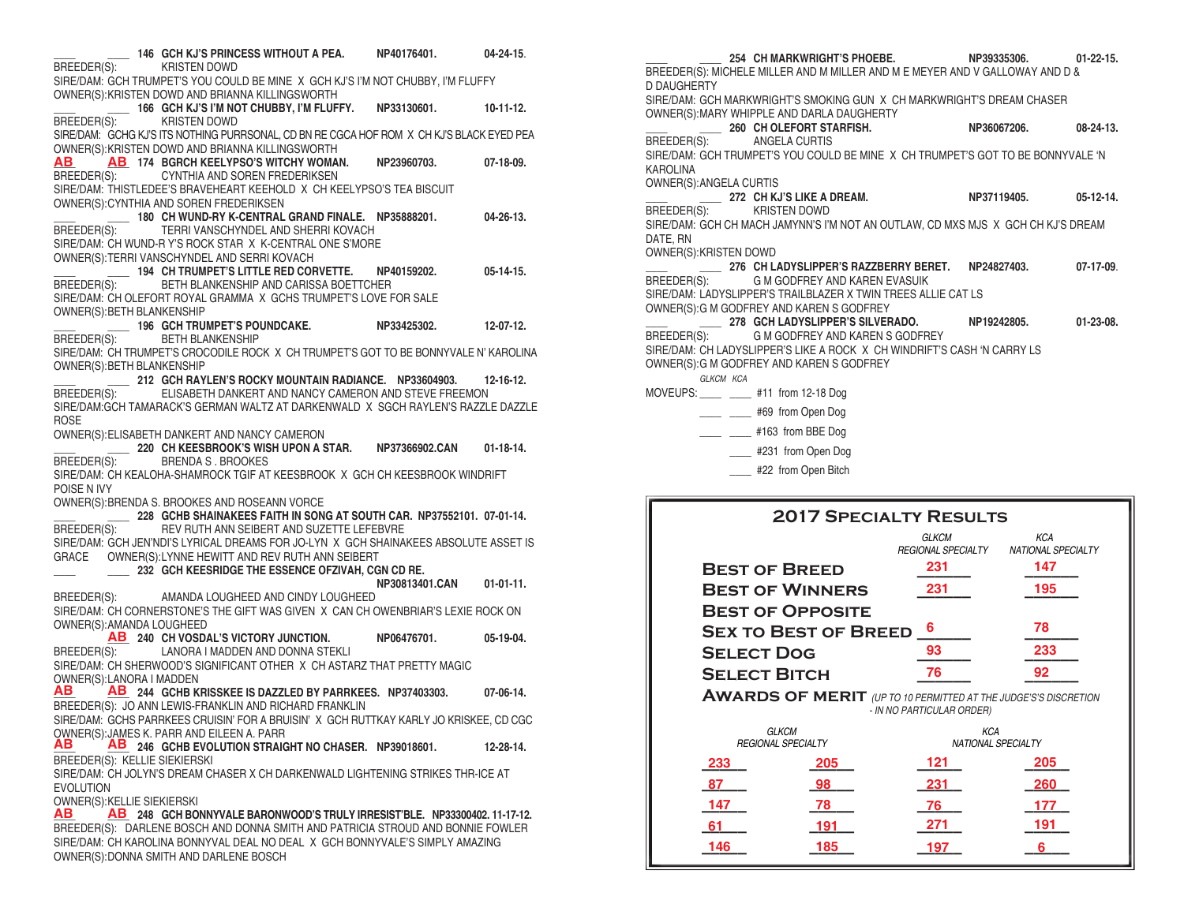____ ____ **146 GCH KJ'S PRINCESS WITHOUT A PEA.** NP40176401. 04-24-15.
BREEDER(S): KRISTEN DOWD
SIRE/DAM: GCH TRUMPET'S YOU COULD BE MINE X GCH KJ'S I'M NOT CHUBBY, I'M FLUFFY
OWNER(S):KRISTEN DOWD AND BRIANNA KILLINGSWORTH

____ ____ **166 GCH KJ'S I'M NOT CHUBBY, I'M FLUFFY.** NP33130601. 10-11-12.
BREEDER(S): KRISTEN DOWD
SIRE/DAM: GCHG KJ'S ITS NOTHING PURRSONAL, CD BN RE CGCA HOF ROM X CH KJ'S BLACK EYED PEA
OWNER(S):KRISTEN DOWD AND BRIANNA KILLINGSWORTH

AB AB **174 BGRCH KEELYPSO'S WITCHY WOMAN.** NP23960703. 07-18-09.
BREEDER(S): CYNTHIA AND SOREN FREDERIKSEN
SIRE/DAM: THISTLEDEE'S BRAVEHEART KEEHOLD X CH KEELYPSO'S TEA BISCUIT
OWNER(S):CYNTHIA AND SOREN FREDERIKSEN

____ ____ **180 CH WUND-RY K-CENTRAL GRAND FINALE.** NP35888201. 04-26-13.
BREEDER(S): TERRI VANSCHYNDEL AND SHERRI KOVACH
SIRE/DAM: CH WUND-R Y'S ROCK STAR X K-CENTRAL ONE S'MORE
OWNER(S):TERRI VANSCHYNDEL AND SERRI KOVACH

____ ____ **194 CH TRUMPET'S LITTLE RED CORVETTE.** NP40159202. 05-14-15.
BREEDER(S): BETH BLANKENSHIP AND CARISSA BOETTCHER
SIRE/DAM: CH OLEFORT ROYAL GRAMMA X GCHS TRUMPET'S LOVE FOR SALE
OWNER(S):BETH BLANKENSHIP

____ ____ **196 GCH TRUMPET'S POUNDCAKE.** NP33425302. 12-07-12.
BREEDER(S): BETH BLANKENSHIP
SIRE/DAM: CH TRUMPET'S CROCODILE ROCK X CH TRUMPET'S GOT TO BE BONNYVALE N' KAROLINA
OWNER(S):BETH BLANKENSHIP

____ ____ **212 GCH RAYLEN'S ROCKY MOUNTAIN RADIANCE.** NP33604903. 12-16-12.
BREEDER(S): ELISABETH DANKERT AND NANCY CAMERON AND STEVE FREEMON
SIRE/DAM:GCH TAMARACK'S GERMAN WALTZ AT DARKENWALD X SGCH RAYLEN'S RAZZLE DAZZLE ROSE
OWNER(S):ELISABETH DANKERT AND NANCY CAMERON

____ ____ **220 CH KEESBROOK'S WISH UPON A STAR.** NP37366902.CAN 01-18-14.
BREEDER(S): BRENDA S . BROOKES
SIRE/DAM: CH KEALOHA-SHAMROCK TGIF AT KEESBROOK X GCH CH KEESBROOK WINDRIFT POISE N IVY
OWNER(S):BRENDA S. BROOKES AND ROSEANN VORCE

____ ____ **228 GCHB SHAINAKEES FAITH IN SONG AT SOUTH CAR.** NP37552101. 07-01-14.
BREEDER(S): REV RUTH ANN SEIBERT AND SUZETTE LEFEBVRE
SIRE/DAM: GCH JEN'NDI'S LYRICAL DREAMS FOR JO-LYN X GCH SHAINAKEES ABSOLUTE ASSET IS GRACE OWNER(S):LYNNE HEWITT AND REV RUTH ANN SEIBERT

____ ____ **232 GCH KEESRIDGE THE ESSENCE OFZIVAH, CGN CD RE.** NP30813401.CAN 01-01-11.
BREEDER(S): AMANDA LOUGHEED AND CINDY LOUGHEED
SIRE/DAM: CH CORNERSTONE'S THE GIFT WAS GIVEN X CAN CH OWENBRIAR'S LEXIE ROCK ON
OWNER(S):AMANDA LOUGHEED

____ AB **240 CH VOSDAL'S VICTORY JUNCTION.** NP06476701. 05-19-04.
BREEDER(S): LANORA I MADDEN AND DONNA STEKLI
SIRE/DAM: CH SHERWOOD'S SIGNIFICANT OTHER X CH ASTARZ THAT PRETTY MAGIC
OWNER(S):LANORA I MADDEN

AB AB **244 GCHB KRISSKEE IS DAZZLED BY PARRKEES.** NP37403303. 07-06-14.
BREEDER(S): JO ANN LEWIS-FRANKLIN AND RICHARD FRANKLIN
SIRE/DAM: GCHS PARRKEES CRUISIN' FOR A BRUISIN' X GCH RUTTKAY KARLY JO KRISKEE, CD CGC
OWNER(S):JAMES K. PARR AND EILEEN A. PARR

AB AB **246 GCHB EVOLUTION STRAIGHT NO CHASER.** NP39018601. 12-28-14.
BREEDER(S): KELLIE SIEKIERSKI
SIRE/DAM: CH JOLYN'S DREAM CHASER X CH DARKENWALD LIGHTENING STRIKES THR-ICE AT EVOLUTION
OWNER(S):KELLIE SIEKIERSKI

AB AB **248 GCH BONNYVALE BARONWOOD'S TRULY IRRESIST'BLE.** NP33300402. 11-17-12.
BREEDER(S): DARLENE BOSCH AND DONNA SMITH AND PATRICIA STROUD AND BONNIE FOWLER
SIRE/DAM: CH KAROLINA BONNYVAL DEAL NO DEAL X GCH BONNYVALE'S SIMPLY AMAZING
OWNER(S):DONNA SMITH AND DARLENE BOSCH

____ ____ **254 CH MARKWRIGHT'S PHOEBE.** NP39335306. 01-22-15.
BREEDER(S): MICHELE MILLER AND M MILLER AND M E MEYER AND V GALLOWAY AND D & D DAUGHERTY
SIRE/DAM: GCH MARKWRIGHT'S SMOKING GUN X CH MARKWRIGHT'S DREAM CHASER
OWNER(S):MARY WHIPPLE AND DARLA DAUGHERTY

____ ____ **260 CH OLEFORT STARFISH.** NP36067206. 08-24-13.
BREEDER(S): ANGELA CURTIS
SIRE/DAM: GCH TRUMPET'S YOU COULD BE MINE X CH TRUMPET'S GOT TO BE BONNYVALE 'N KAROLINA
OWNER(S):ANGELA CURTIS

____ ____ **272 CH KJ'S LIKE A DREAM.** NP37119405. 05-12-14.
BREEDER(S): KRISTEN DOWD
SIRE/DAM: GCH CH MACH JAMYNN'S I'M NOT AN OUTLAW, CD MXS MJS X GCH CH KJ'S DREAM DATE, RN
OWNER(S):KRISTEN DOWD

____ ____ **276 CH LADYSLIPPER'S RAZZBERRY BERET.** NP24827403. 07-17-09.
BREEDER(S): G M GODFREY AND KAREN EVASUIK
SIRE/DAM: LADYSLIPPER'S TRAILBLAZER X TWIN TREES ALLIE CAT LS
OWNER(S):G M GODFREY AND KAREN S GODFREY

____ ____ **278 GCH LADYSLIPPER'S SILVERADO.** NP19242805. 01-23-08.
BREEDER(S): G M GODFREY AND KAREN S GODFREY
SIRE/DAM: CH LADYSLIPPER'S LIKE A ROCK X CH WINDRIFT'S CASH 'N CARRY LS
OWNER(S):G M GODFREY AND KAREN S GODFREY

*GLKCM KCA*

MOVEUPS: ____ ____ #11 from 12-18 Dog
____ ____ #69 from Open Dog
____ ____ #163 from BBE Dog
____ #231 from Open Dog
____ #22 from Open Bitch

## 2017 Specialty Results

| | *GLKCM REGIONAL SPECIALTY* | *KCA NATIONAL SPECIALTY* |
|---|---|---|
| **Best of Breed** | 231 | 147 |
| **Best of Winners** | 231 | 195 |
| **Best of Opposite Sex to Best of Breed** | 6 | 78 |
| **Select Dog** | 93 | 233 |
| **Select Bitch** | 76 | 92 |

**Awards of Merit** *(UP TO 10 PERMITTED AT THE JUDGE'S'S DISCRETION - IN NO PARTICULAR ORDER)*

| *GLKCM REGIONAL SPECIALTY* | | *KCA NATIONAL SPECIALTY* | |
|---|---|---|---|
| 233 | 205 | 121 | 205 |
| 87 | 98 | 231 | 260 |
| 147 | 78 | 76 | 177 |
| 61 | 191 | 271 | 191 |
| 146 | 185 | 197 | 6 |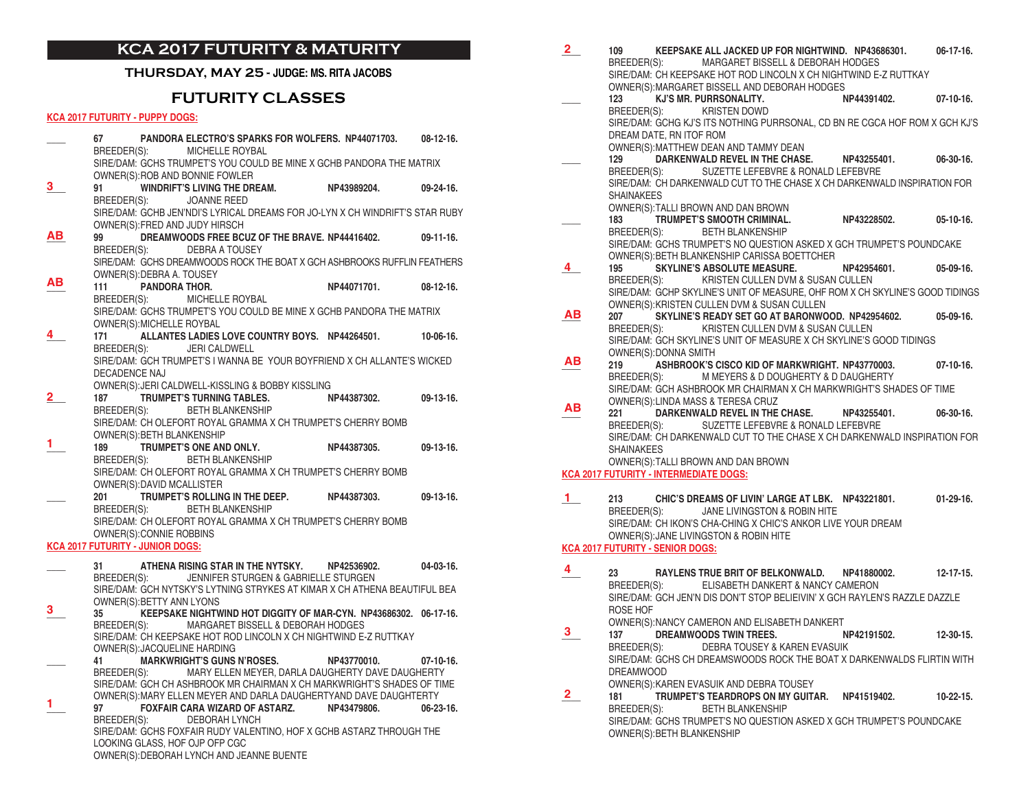# KCA 2017 FUTURITY & MATURITY

### THURSDAY, MAY 25 - JUDGE: MS. RITA JACOBS

## FUTURITY CLASSES

**KCA 2017 FUTURITY - PUPPY DOGS:**

____ **67 PANDORA ELECTRO'S SPARKS FOR WOLFERS. NP44071703. 08-12-16.**
BREEDER(S): MICHELLE ROYBAL
SIRE/DAM: GCHS TRUMPET'S YOU COULD BE MINE X GCHB PANDORA THE MATRIX
OWNER(S):ROB AND BONNIE FOWLER

3 **91 WINDRIFT'S LIVING THE DREAM. NP43989204. 09-24-16.**
BREEDER(S): JOANNE REED
SIRE/DAM: GCHB JEN'NDI'S LYRICAL DREAMS FOR JO-LYN X CH WINDRIFT'S STAR RUBY
OWNER(S):FRED AND JUDY HIRSCH

AB **99 DREAMWOODS FREE BCUZ OF THE BRAVE. NP44416402. 09-11-16.**
BREEDER(S): DEBRA A TOUSEY
SIRE/DAM: GCHS DREAMWOODS ROCK THE BOAT X GCH ASHBROOKS RUFFLIN FEATHERS
OWNER(S):DEBRA A. TOUSEY

AB **111 PANDORA THOR. NP44071701. 08-12-16.**
BREEDER(S): MICHELLE ROYBAL
SIRE/DAM: GCHS TRUMPET'S YOU COULD BE MINE X GCHB PANDORA THE MATRIX
OWNER(S):MICHELLE ROYBAL

4 **171 ALLANTES LADIES LOVE COUNTRY BOYS. NP44264501. 10-06-16.**
BREEDER(S): JERI CALDWELL
SIRE/DAM: GCH TRUMPET'S I WANNA BE YOUR BOYFRIEND X CH ALLANTE'S WICKED DECADENCE NAJ
OWNER(S):JERI CALDWELL-KISSLING & BOBBY KISSLING

2 **187 TRUMPET'S TURNING TABLES. NP44387302. 09-13-16.**
BREEDER(S): BETH BLANKENSHIP
SIRE/DAM: CH OLEFORT ROYAL GRAMMA X CH TRUMPET'S CHERRY BOMB
OWNER(S):BETH BLANKENSHIP

1 **189 TRUMPET'S ONE AND ONLY. NP44387305. 09-13-16.**
BREEDER(S): BETH BLANKENSHIP
SIRE/DAM: CH OLEFORT ROYAL GRAMMA X CH TRUMPET'S CHERRY BOMB
OWNER(S):DAVID MCALLISTER

____ **201 TRUMPET'S ROLLING IN THE DEEP. NP44387303. 09-13-16.**
BREEDER(S): BETH BLANKENSHIP
SIRE/DAM: CH OLEFORT ROYAL GRAMMA X CH TRUMPET'S CHERRY BOMB
OWNER(S):CONNIE ROBBINS

**KCA 2017 FUTURITY - JUNIOR DOGS:**

____ **31 ATHENA RISING STAR IN THE NYTSKY. NP42536902. 04-03-16.**
BREEDER(S): JENNIFER STURGEN & GABRIELLE STURGEN
SIRE/DAM: GCH NYTSKY'S LYTNING STRYKES AT KIMAR X CH ATHENA BEAUTIFUL BEA
OWNER(S):BETTY ANN LYONS

3 **35 KEEPSAKE NIGHTWIND HOT DIGGITY OF MAR-CYN. NP43686302. 06-17-16.**
BREEDER(S): MARGARET BISSELL & DEBORAH HODGES
SIRE/DAM: CH KEEPSAKE HOT ROD LINCOLN X CH NIGHTWIND E-Z RUTTKAY
OWNER(S):JACQUELINE HARDING

____ **41 MARKWRIGHT'S GUNS N'ROSES. NP43770010. 07-10-16.**
BREEDER(S): MARY ELLEN MEYER, DARLA DAUGHERTY DAVE DAUGHERTY
SIRE/DAM: GCH CH ASHBROOK MR CHAIRMAN X CH MARKWRIGHT'S SHADES OF TIME
OWNER(S):MARY ELLEN MEYER AND DARLA DAUGHERTYAND DAVE DAUGHERTY

1 **97 FOXFAIR CARA WIZARD OF ASTARZ. NP43479806. 06-23-16.**
BREEDER(S): DEBORAH LYNCH
SIRE/DAM: GCHS FOXFAIR RUDY VALENTINO, HOF X GCHB ASTARZ THROUGH THE LOOKING GLASS, HOF OJP OFP CGC
OWNER(S):DEBORAH LYNCH AND JEANNE BUENTE

2 **109 KEEPSAKE ALL JACKED UP FOR NIGHTWIND. NP43686301. 06-17-16.**
BREEDER(S): MARGARET BISSELL & DEBORAH HODGES
SIRE/DAM: CH KEEPSAKE HOT ROD LINCOLN X CH NIGHTWIND E-Z RUTTKAY
OWNER(S):MARGARET BISSELL AND DEBORAH HODGES

____ **123 KJ'S MR. PURRSONALITY. NP44391402. 07-10-16.**
BREEDER(S): KRISTEN DOWD
SIRE/DAM: GCHG KJ'S ITS NOTHING PURRSONAL, CD BN RE CGCA HOF ROM X GCH KJ'S DREAM DATE, RN ITOF ROM
OWNER(S):MATTHEW DEAN AND TAMMY DEAN

____ **129 DARKENWALD REVEL IN THE CHASE. NP43255401. 06-30-16.**
BREEDER(S): SUZETTE LEFEBVRE & RONALD LEFEBVRE
SIRE/DAM: CH DARKENWALD CUT TO THE CHASE X CH DARKENWALD INSPIRATION FOR SHAINAKEES
OWNER(S):TALLI BROWN AND DAN BROWN

____ **183 TRUMPET'S SMOOTH CRIMINAL. NP43228502. 05-10-16.**
BREEDER(S): BETH BLANKENSHIP
SIRE/DAM: GCHS TRUMPET'S NO QUESTION ASKED X GCH TRUMPET'S POUNDCAKE
OWNER(S):BETH BLANKENSHIP CARISSA BOETTCHER

4 **195 SKYLINE'S ABSOLUTE MEASURE. NP42954601. 05-09-16.**
BREEDER(S): KRISTEN CULLEN DVM & SUSAN CULLEN
SIRE/DAM: GCHP SKYLINE'S UNIT OF MEASURE, OHF ROM X CH SKYLINE'S GOOD TIDINGS
OWNER(S):KRISTEN CULLEN DVM & SUSAN CULLEN

AB **207 SKYLINE'S READY SET GO AT BARONWOOD. NP42954602. 05-09-16.**
BREEDER(S): KRISTEN CULLEN DVM & SUSAN CULLEN
SIRE/DAM: GCH SKYLINE'S UNIT OF MEASURE X CH SKYLINE'S GOOD TIDINGS
OWNER(S):DONNA SMITH

AB **219 ASHBROOK'S CISCO KID OF MARKWRIGHT. NP43770003. 07-10-16.**
BREEDER(S): M MEYERS & D DOUGHERTY & D DAUGHERTY
SIRE/DAM: GCH ASHBROOK MR CHAIRMAN X CH MARKWRIGHT'S SHADES OF TIME
OWNER(S):LINDA MASS & TERESA CRUZ

AB **221 DARKENWALD REVEL IN THE CHASE. NP43255401. 06-30-16.**
BREEDER(S): SUZETTE LEFEBVRE & RONALD LEFEBVRE
SIRE/DAM: CH DARKENWALD CUT TO THE CHASE X CH DARKENWALD INSPIRATION FOR SHAINAKEES
OWNER(S):TALLI BROWN AND DAN BROWN

**KCA 2017 FUTURITY - INTERMEDIATE DOGS:**

1 **213 CHIC'S DREAMS OF LIVIN' LARGE AT LBK. NP43221801. 01-29-16.**
BREEDER(S): JANE LIVINGSTON & ROBIN HITE
SIRE/DAM: CH IKON'S CHA-CHING X CHIC'S ANKOR LIVE YOUR DREAM
OWNER(S):JANE LIVINGSTON & ROBIN HITE

**KCA 2017 FUTURITY - SENIOR DOGS:**

4 **23 RAYLENS TRUE BRIT OF BELKONWALD. NP41880002. 12-17-15.**
BREEDER(S): ELISABETH DANKERT & NANCY CAMERON
SIRE/DAM: GCH JEN'N DIS DON'T STOP BELIEIVIN' X GCH RAYLEN'S RAZZLE DAZZLE ROSE HOF
OWNER(S):NANCY CAMERON AND ELISABETH DANKERT

3 **137 DREAMWOODS TWIN TREES. NP42191502. 12-30-15.**
BREEDER(S): DEBRA TOUSEY & KAREN EVASUIK
SIRE/DAM: GCHS CH DREAMSWOODS ROCK THE BOAT X DARKENWALDS FLIRTIN WITH DREAMWOOD
OWNER(S):KAREN EVASUIK AND DEBRA TOUSEY

2 **181 TRUMPET'S TEARDROPS ON MY GUITAR. NP41519402. 10-22-15.**
BREEDER(S): BETH BLANKENSHIP
SIRE/DAM: GCHS TRUMPET'S NO QUESTION ASKED X GCH TRUMPET'S POUNDCAKE
OWNER(S):BETH BLANKENSHIP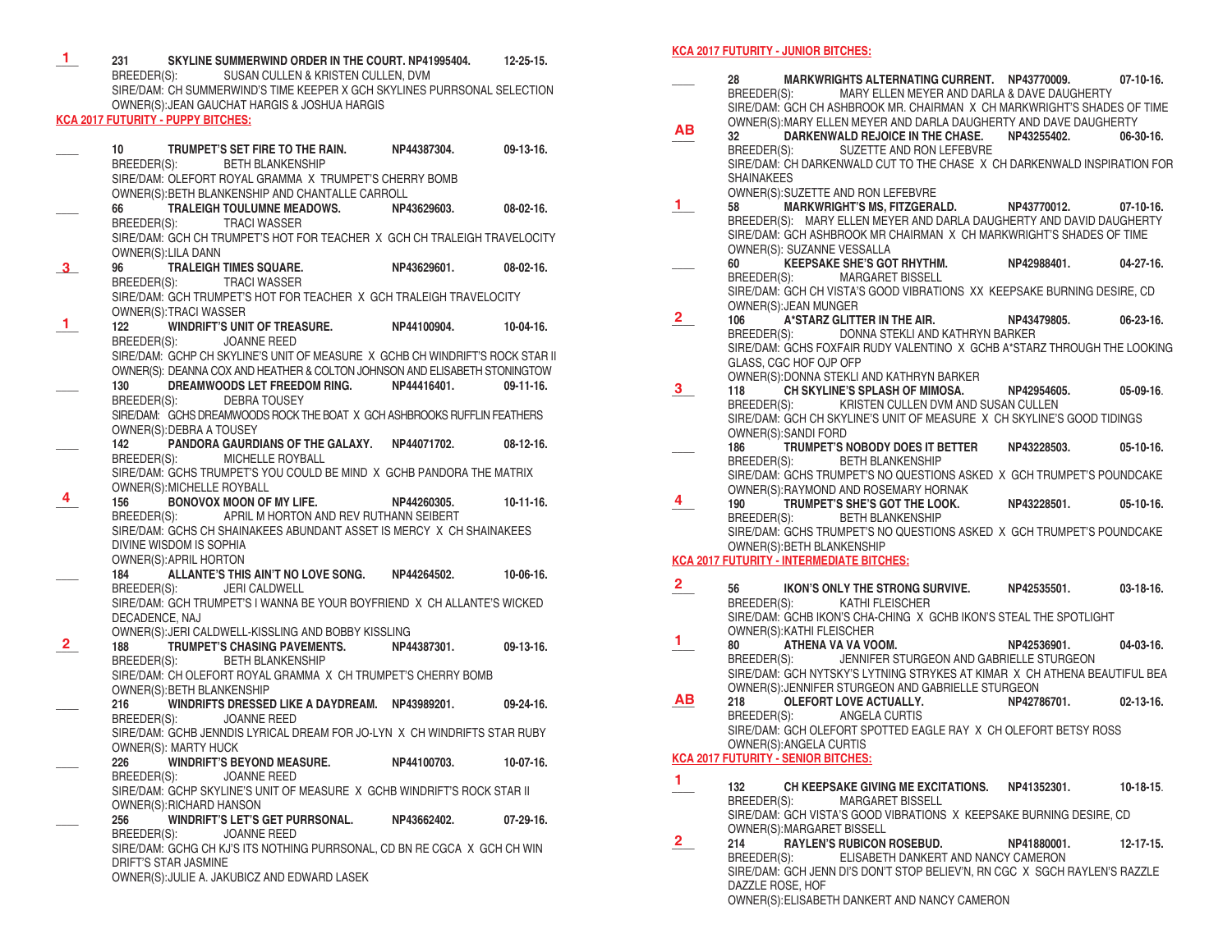**1** 231 SKYLINE SUMMERWIND ORDER IN THE COURT. NP41995404. 12-25-15.
BREEDER(S): SUSAN CULLEN & KRISTEN CULLEN, DVM
SIRE/DAM: CH SUMMERWIND'S TIME KEEPER X GCH SKYLINES PURRSONAL SELECTION
OWNER(S):JEAN GAUCHAT HARGIS & JOSHUA HARGIS

## KCA 2017 FUTURITY - PUPPY BITCHES:

\_\_\_\_ 10 TRUMPET'S SET FIRE TO THE RAIN. NP44387304. 09-13-16.
BREEDER(S): BETH BLANKENSHIP
SIRE/DAM: OLEFORT ROYAL GRAMMA X TRUMPET'S CHERRY BOMB
OWNER(S):BETH BLANKENSHIP AND CHANTALLE CARROLL

\_\_\_\_ 66 TRALEIGH TOULUMNE MEADOWS. NP43629603. 08-02-16.
BREEDER(S): TRACI WASSER
SIRE/DAM: GCH CH TRUMPET'S HOT FOR TEACHER X GCH CH TRALEIGH TRAVELOCITY
OWNER(S):LILA DANN

**3** 96 TRALEIGH TIMES SQUARE. NP43629601. 08-02-16.
BREEDER(S): TRACI WASSER
SIRE/DAM: GCH TRUMPET'S HOT FOR TEACHER X GCH TRALEIGH TRAVELOCITY
OWNER(S):TRACI WASSER

**1** 122 WINDRIFT'S UNIT OF TREASURE. NP44100904. 10-04-16.
BREEDER(S): JOANNE REED
SIRE/DAM: GCHP CH SKYLINE'S UNIT OF MEASURE X GCHB CH WINDRIFT'S ROCK STAR II
OWNER(S): DEANNA COX AND HEATHER & COLTON JOHNSON AND ELISABETH STONINGTOW

\_\_\_\_ 130 DREAMWOODS LET FREEDOM RING. NP44416401. 09-11-16.
BREEDER(S): DEBRA TOUSEY
SIRE/DAM: GCHS DREAMWOODS ROCK THE BOAT X GCH ASHBROOKS RUFFLIN FEATHERS
OWNER(S):DEBRA A TOUSEY

\_\_\_\_ 142 PANDORA GAURDIANS OF THE GALAXY. NP44071702. 08-12-16.
BREEDER(S): MICHELLE ROYBALL
SIRE/DAM: GCHS TRUMPET'S YOU COULD BE MIND X GCHB PANDORA THE MATRIX
OWNER(S):MICHELLE ROYBALL

**4** 156 BONOVOX MOON OF MY LIFE. NP44260305. 10-11-16.
BREEDER(S): APRIL M HORTON AND REV RUTHANN SEIBERT
SIRE/DAM: GCHS CH SHAINAKEES ABUNDANT ASSET IS MERCY X CH SHAINAKEES DIVINE WISDOM IS SOPHIA
OWNER(S):APRIL HORTON

\_\_\_\_ 184 ALLANTE'S THIS AIN'T NO LOVE SONG. NP44264502. 10-06-16.
BREEDER(S): JERI CALDWELL
SIRE/DAM: GCH TRUMPET'S I WANNA BE YOUR BOYFRIEND X CH ALLANTE'S WICKED DECADENCE, NAJ
OWNER(S):JERI CALDWELL-KISSLING AND BOBBY KISSLING

**2** 188 TRUMPET'S CHASING PAVEMENTS. NP44387301. 09-13-16.
BREEDER(S): BETH BLANKENSHIP
SIRE/DAM: CH OLEFORT ROYAL GRAMMA X CH TRUMPET'S CHERRY BOMB
OWNER(S):BETH BLANKENSHIP

\_\_\_\_ 216 WINDRIFTS DRESSED LIKE A DAYDREAM. NP43989201. 09-24-16.
BREEDER(S): JOANNE REED
SIRE/DAM: GCHB JENNDIS LYRICAL DREAM FOR JO-LYN X CH WINDRIFTS STAR RUBY
OWNER(S): MARTY HUCK

\_\_\_\_ 226 WINDRIFT'S BEYOND MEASURE. NP44100703. 10-07-16.
BREEDER(S): JOANNE REED
SIRE/DAM: GCHP SKYLINE'S UNIT OF MEASURE X GCHB WINDRIFT'S ROCK STAR II
OWNER(S):RICHARD HANSON

\_\_\_\_ 256 WINDRIFT'S LET'S GET PURRSONAL. NP43662402. 07-29-16.
BREEDER(S): JOANNE REED
SIRE/DAM: GCHG CH KJ'S ITS NOTHING PURRSONAL, CD BN RE CGCA X GCH CH WIN DRIFT'S STAR JASMINE
OWNER(S):JULIE A. JAKUBICZ AND EDWARD LASEK

## KCA 2017 FUTURITY - JUNIOR BITCHES:

\_\_\_\_ 28 MARKWRIGHTS ALTERNATING CURRENT. NP43770009. 07-10-16.
BREEDER(S): MARY ELLEN MEYER AND DARLA & DAVE DAUGHERTY
SIRE/DAM: GCH CH ASHBROOK MR. CHAIRMAN X CH MARKWRIGHT'S SHADES OF TIME
OWNER(S):MARY ELLEN MEYER AND DARLA DAUGHERTY AND DAVE DAUGHERTY

**AB** 32 DARKENWALD REJOICE IN THE CHASE. NP43255402. 06-30-16.
BREEDER(S): SUZETTE AND RON LEFEBVRE
SIRE/DAM: CH DARKENWALD CUT TO THE CHASE X CH DARKENWALD INSPIRATION FOR SHAINAKEES
OWNER(S):SUZETTE AND RON LEFEBVRE

**1** 58 MARKWRIGHT'S MS, FITZGERALD. NP43770012. 07-10-16.
BREEDER(S): MARY ELLEN MEYER AND DARLA DAUGHERTY AND DAVID DAUGHERTY
SIRE/DAM: GCH ASHBROOK MR CHAIRMAN X CH MARKWRIGHT'S SHADES OF TIME
OWNER(S): SUZANNE VESSALLA

\_\_\_\_ 60 KEEPSAKE SHE'S GOT RHYTHM. NP42988401. 04-27-16.
BREEDER(S): MARGARET BISSELL
SIRE/DAM: GCH CH VISTA'S GOOD VIBRATIONS XX KEEPSAKE BURNING DESIRE, CD
OWNER(S):JEAN MUNGER

**2** 106 A*STARZ GLITTER IN THE AIR. NP43479805. 06-23-16.
BREEDER(S): DONNA STEKLI AND KATHRYN BARKER
SIRE/DAM: GCHS FOXFAIR RUDY VALENTINO X GCHB A*STARZ THROUGH THE LOOKING GLASS, CGC HOF OJP OFP
OWNER(S):DONNA STEKLI AND KATHRYN BARKER

**3** 118 CH SKYLINE'S SPLASH OF MIMOSA. NP42954605. 05-09-16.
BREEDER(S): KRISTEN CULLEN DVM AND SUSAN CULLEN
SIRE/DAM: GCH CH SKYLINE'S UNIT OF MEASURE X CH SKYLINE'S GOOD TIDINGS
OWNER(S):SANDI FORD

\_\_\_\_ 186 TRUMPET'S NOBODY DOES IT BETTER NP43228503. 05-10-16.
BREEDER(S): BETH BLANKENSHIP
SIRE/DAM: GCHS TRUMPET'S NO QUESTIONS ASKED X GCH TRUMPET'S POUNDCAKE
OWNER(S):RAYMOND AND ROSEMARY HORNAK

**4** 190 TRUMPET'S SHE'S GOT THE LOOK. NP43228501. 05-10-16.
BREEDER(S): BETH BLANKENSHIP
SIRE/DAM: GCHS TRUMPET'S NO QUESTIONS ASKED X GCH TRUMPET'S POUNDCAKE
OWNER(S):BETH BLANKENSHIP

## KCA 2017 FUTURITY - INTERMEDIATE BITCHES:

**2** 56 IKON'S ONLY THE STRONG SURVIVE. NP42535501. 03-18-16.
BREEDER(S): KATHI FLEISCHER
SIRE/DAM: GCHB IKON'S CHA-CHING X GCHB IKON'S STEAL THE SPOTLIGHT
OWNER(S):KATHI FLEISCHER

**1** 80 ATHENA VA VA VOOM. NP42536901. 04-03-16.
BREEDER(S): JENNIFER STURGEON AND GABRIELLE STURGEON
SIRE/DAM: GCH NYTSKY'S LYTNING STRYKES AT KIMAR X CH ATHENA BEAUTIFUL BEA
OWNER(S):JENNIFER STURGEON AND GABRIELLE STURGEON

**AB** 218 OLEFORT LOVE ACTUALLY. NP42786701. 02-13-16.
BREEDER(S): ANGELA CURTIS
SIRE/DAM: GCH OLEFORT SPOTTED EAGLE RAY X CH OLEFORT BETSY ROSS
OWNER(S):ANGELA CURTIS

## KCA 2017 FUTURITY - SENIOR BITCHES:

**1** 132 CH KEEPSAKE GIVING ME EXCITATIONS. NP41352301. 10-18-15.
BREEDER(S): MARGARET BISSELL
SIRE/DAM: GCH VISTA'S GOOD VIBRATIONS X KEEPSAKE BURNING DESIRE, CD
OWNER(S):MARGARET BISSELL

**2** 214 RAYLEN'S RUBICON ROSEBUD. NP41880001. 12-17-15.
BREEDER(S): ELISABETH DANKERT AND NANCY CAMERON
SIRE/DAM: GCH JENN DI'S DON'T STOP BELIEV'N, RN CGC X SGCH RAYLEN'S RAZZLE DAZZLE ROSE, HOF
OWNER(S):ELISABETH DANKERT AND NANCY CAMERON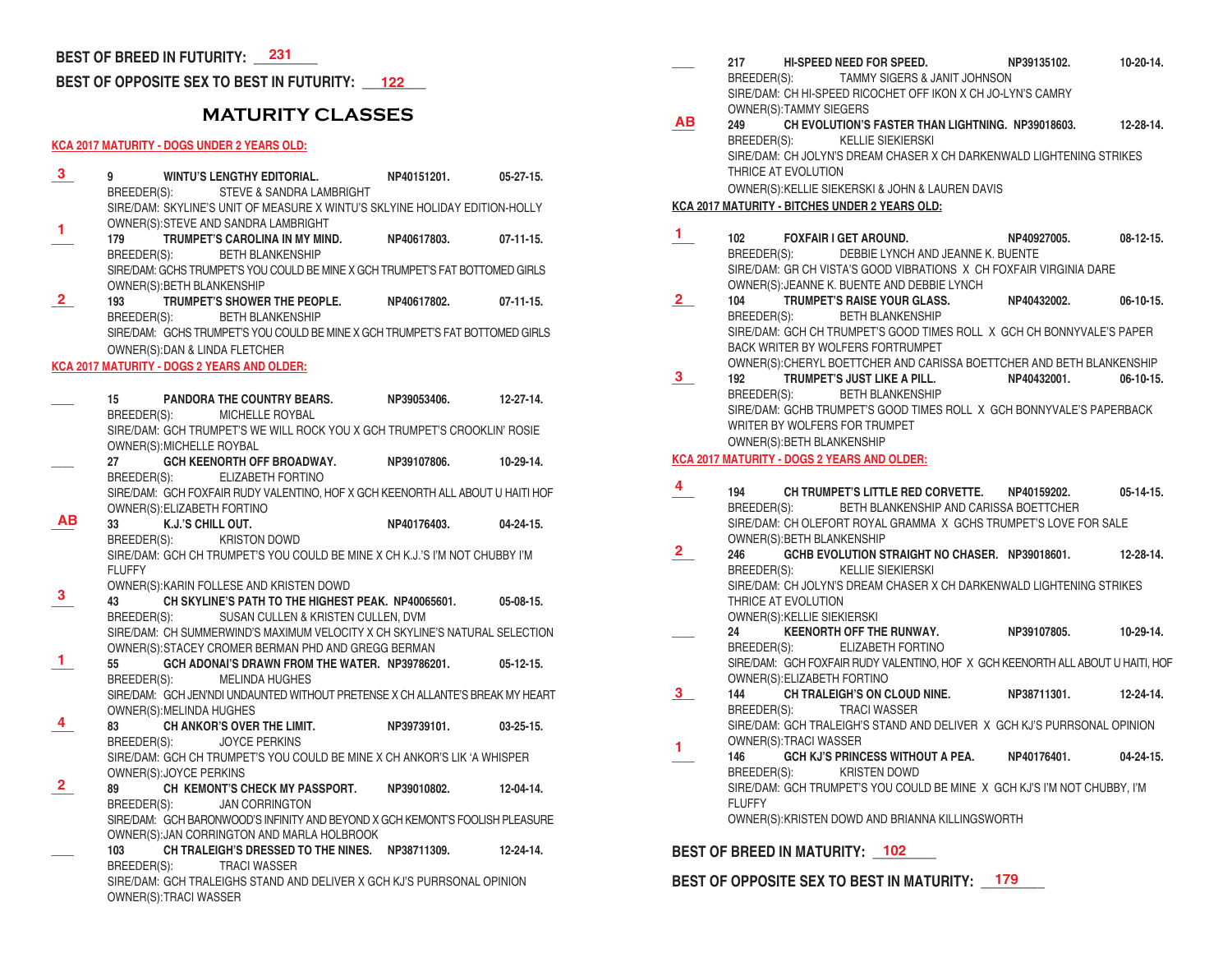**BEST OF BREED IN FUTURITY:** 231

**BEST OF OPPOSITE SEX TO BEST IN FUTURITY:** 122

## MATURITY CLASSES

### KCA 2017 MATURITY - DOGS UNDER 2 YEARS OLD:

3 — **9 WINTU'S LENGTHY EDITORIAL.** NP40151201. 05-27-15.
BREEDER(S): STEVE & SANDRA LAMBRIGHT
SIRE/DAM: SKYLINE'S UNIT OF MEASURE X WINTU'S SKLYINE HOLIDAY EDITION-HOLLY
OWNER(S):STEVE AND SANDRA LAMBRIGHT

1 — **179 TRUMPET'S CAROLINA IN MY MIND.** NP40617803. 07-11-15.
BREEDER(S): BETH BLANKENSHIP
SIRE/DAM: GCHS TRUMPET'S YOU COULD BE MINE X GCH TRUMPET'S FAT BOTTOMED GIRLS
OWNER(S):BETH BLANKENSHIP

2 — **193 TRUMPET'S SHOWER THE PEOPLE.** NP40617802. 07-11-15.
BREEDER(S): BETH BLANKENSHIP
SIRE/DAM: GCHS TRUMPET'S YOU COULD BE MINE X GCH TRUMPET'S FAT BOTTOMED GIRLS
OWNER(S):DAN & LINDA FLETCHER

### KCA 2017 MATURITY - DOGS 2 YEARS AND OLDER:

___ — **15 PANDORA THE COUNTRY BEARS.** NP39053406. 12-27-14.
BREEDER(S): MICHELLE ROYBAL
SIRE/DAM: GCH TRUMPET'S WE WILL ROCK YOU X GCH TRUMPET'S CROOKLIN' ROSIE
OWNER(S):MICHELLE ROYBAL

___ — **27 GCH KEENORTH OFF BROADWAY.** NP39107806. 10-29-14.
BREEDER(S): ELIZABETH FORTINO
SIRE/DAM: GCH FOXFAIR RUDY VALENTINO, HOF X GCH KEENORTH ALL ABOUT U HAITI HOF
OWNER(S):ELIZABETH FORTINO

AB — **33 K.J.'S CHILL OUT.** NP40176403. 04-24-15.
BREEDER(S): KRISTON DOWD
SIRE/DAM: GCH CH TRUMPET'S YOU COULD BE MINE X CH K.J.'S I'M NOT CHUBBY I'M FLUFFY
OWNER(S):KARIN FOLLESE AND KRISTEN DOWD

3 — **43 CH SKYLINE'S PATH TO THE HIGHEST PEAK.** NP40065601. 05-08-15.
BREEDER(S): SUSAN CULLEN & KRISTEN CULLEN, DVM
SIRE/DAM: CH SUMMERWIND'S MAXIMUM VELOCITY X CH SKYLINE'S NATURAL SELECTION
OWNER(S):STACEY CROMER BERMAN PHD AND GREGG BERMAN

1 — **55 GCH ADONAI'S DRAWN FROM THE WATER.** NP39786201. 05-12-15.
BREEDER(S): MELINDA HUGHES
SIRE/DAM: GCH JEN'NDI UNDAUNTED WITHOUT PRETENSE X CH ALLANTE'S BREAK MY HEART
OWNER(S):MELINDA HUGHES

4 — **83 CH ANKOR'S OVER THE LIMIT.** NP39739101. 03-25-15.
BREEDER(S): JOYCE PERKINS
SIRE/DAM: GCH CH TRUMPET'S YOU COULD BE MINE X CH ANKOR'S LIK 'A WHISPER
OWNER(S):JOYCE PERKINS

2 — **89 CH KEMONT'S CHECK MY PASSPORT.** NP39010802. 12-04-14.
BREEDER(S): JAN CORRINGTON
SIRE/DAM: GCH BARONWOOD'S INFINITY AND BEYOND X GCH KEMONT'S FOOLISH PLEASURE
OWNER(S):JAN CORRINGTON AND MARLA HOLBROOK

___ — **103 CH TRALEIGH'S DRESSED TO THE NINES.** NP38711309. 12-24-14.
BREEDER(S): TRACI WASSER
SIRE/DAM: GCH TRALEIGHS STAND AND DELIVER X GCH KJ'S PURRSONAL OPINION
OWNER(S):TRACI WASSER

___ — **217 HI-SPEED NEED FOR SPEED.** NP39135102. 10-20-14.
BREEDER(S): TAMMY SIGERS & JANIT JOHNSON
SIRE/DAM: CH HI-SPEED RICOCHET OFF IKON X CH JO-LYN'S CAMRY
OWNER(S):TAMMY SIEGERS

AB — **249 CH EVOLUTION'S FASTER THAN LIGHTNING.** NP39018603. 12-28-14.
BREEDER(S): KELLIE SIEKIERSKI
SIRE/DAM: CH JOLYN'S DREAM CHASER X CH DARKENWALD LIGHTENING STRIKES THRICE AT EVOLUTION
OWNER(S):KELLIE SIEKERSKI & JOHN & LAUREN DAVIS

### KCA 2017 MATURITY - BITCHES UNDER 2 YEARS OLD:

1 — **102 FOXFAIR I GET AROUND.** NP40927005. 08-12-15.
BREEDER(S): DEBBIE LYNCH AND JEANNE K. BUENTE
SIRE/DAM: GR CH VISTA'S GOOD VIBRATIONS X CH FOXFAIR VIRGINIA DARE
OWNER(S):JEANNE K. BUENTE AND DEBBIE LYNCH

2 — **104 TRUMPET'S RAISE YOUR GLASS.** NP40432002. 06-10-15.
BREEDER(S): BETH BLANKENSHIP
SIRE/DAM: GCH CH TRUMPET'S GOOD TIMES ROLL X GCH CH BONNYVALE'S PAPER BACK WRITER BY WOLFERS FORTRUMPET
OWNER(S):CHERYL BOETTCHER AND CARISSA BOETTCHER AND BETH BLANKENSHIP

3 — **192 TRUMPET'S JUST LIKE A PILL.** NP40432001. 06-10-15.
BREEDER(S): BETH BLANKENSHIP
SIRE/DAM: GCHB TRUMPET'S GOOD TIMES ROLL X GCH BONNYVALE'S PAPERBACK WRITER BY WOLFERS FOR TRUMPET
OWNER(S):BETH BLANKENSHIP

### KCA 2017 MATURITY - DOGS 2 YEARS AND OLDER:

4 — **194 CH TRUMPET'S LITTLE RED CORVETTE.** NP40159202. 05-14-15.
BREEDER(S): BETH BLANKENSHIP AND CARISSA BOETTCHER
SIRE/DAM: CH OLEFORT ROYAL GRAMMA X GCHS TRUMPET'S LOVE FOR SALE
OWNER(S):BETH BLANKENSHIP

2 — **246 GCHB EVOLUTION STRAIGHT NO CHASER.** NP39018601. 12-28-14.
BREEDER(S): KELLIE SIEKIERSKI
SIRE/DAM: CH JOLYN'S DREAM CHASER X CH DARKENWALD LIGHTENING STRIKES THRICE AT EVOLUTION
OWNER(S):KELLIE SIEKIERSKI

___ — **24 KEENORTH OFF THE RUNWAY.** NP39107805. 10-29-14.
BREEDER(S): ELIZABETH FORTINO
SIRE/DAM: GCH FOXFAIR RUDY VALENTINO, HOF X GCH KEENORTH ALL ABOUT U HAITI, HOF
OWNER(S):ELIZABETH FORTINO

3 — **144 CH TRALEIGH'S ON CLOUD NINE.** NP38711301. 12-24-14.
BREEDER(S): TRACI WASSER
SIRE/DAM: GCH TRALEIGH'S STAND AND DELIVER X GCH KJ'S PURRSONAL OPINION
OWNER(S):TRACI WASSER

1 — **146 GCH KJ'S PRINCESS WITHOUT A PEA.** NP40176401. 04-24-15.
BREEDER(S): KRISTEN DOWD
SIRE/DAM: GCH TRUMPET'S YOU COULD BE MINE X GCH KJ'S I'M NOT CHUBBY, I'M FLUFFY
OWNER(S):KRISTEN DOWD AND BRIANNA KILLINGSWORTH

**BEST OF BREED IN MATURITY:** 102

**BEST OF OPPOSITE SEX TO BEST IN MATURITY:** 179